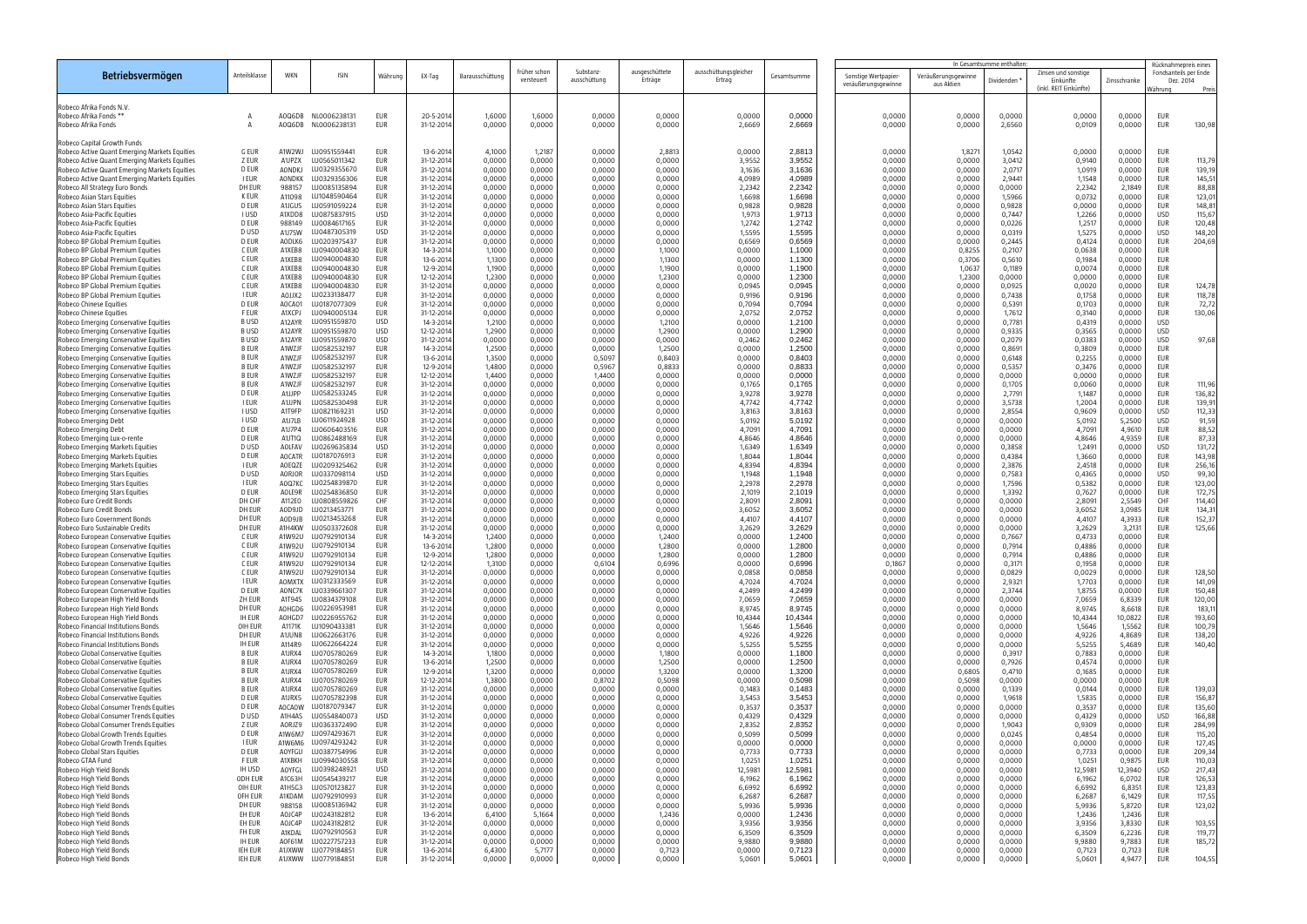| Betriebsvermögen | Anteilsklasse | WKN | ISIN | Währung | EX-Tag | Barausschüttung | früher schon versteuert | Substanz-ausschüttung | ausgeschüttete Erträge | ausschüttungsgleicher Ertrag | Gesamtsumme | In Gesamtsumme enthalten: | | | | | Rücknahmepreis eines Fondsanteils per Ende Dez. 2014 | |
|---|---|---|---|---|---|---|---|---|---|---|---|---|---|---|---|---|---|---|
| | | | | | | | | | | | | Sonstige Wertpapier-veräußerungsgewinne | Veräußerungsgewinne aus Aktien | Dividenden * | Zinsen und sonstige Einkünfte (inkl. REIT Einkünfte) | Zinsschranke | Währung | Preis |
| Robeco Afrika Fonds N.V. | | | | | | | | | | | | | | | | | | |
| Robeco Afrika Fonds ** | A | A0Q6DB | NL0006238131 | EUR | 20-5-2014 | 1,6000 | 1,6000 | 0,0000 | 0,0000 | 0,0000 | 0,0000 | 0,0000 | 0,0000 | 0,0000 | 0,0000 | 0,0000 | EUR | |
| Robeco Afrika Fonds | A | A0Q6DB | NL0006238131 | EUR | 31-12-2014 | 0,0000 | 0,0000 | 0,0000 | 0,0000 | 2,6669 | 2,6669 | 0,0000 | 0,0000 | 2,6560 | 0,0109 | 0,0000 | EUR | 130,98 |
| Robeco Capital Growth Funds | | | | | | | | | | | | | | | | | | |
| Robeco Active Quant Emerging Markets Equities | G EUR | A1W2WJ | LU0951559441 | EUR | 13-6-2014 | 4,1000 | 1,2187 | 0,0000 | 2,8813 | 0,0000 | 2,8813 | 0,0000 | 1,8271 | 1,0542 | 0,0000 | 0,0000 | EUR | |
| Robeco Active Quant Emerging Markets Equities | Z EUR | A1JPZX | LU0565011342 | EUR | 31-12-2014 | 0,0000 | 0,0000 | 0,0000 | 0,0000 | 3,9552 | 3,9552 | 0,0000 | 0,0000 | 3,0412 | 0,9140 | 0,0000 | EUR | 113,79 |
| Robeco Active Quant Emerging Markets Equities | D EUR | A0NDKJ | LU0329355670 | EUR | 31-12-2014 | 0,0000 | 0,0000 | 0,0000 | 0,0000 | 3,1636 | 3,1636 | 0,0000 | 0,0000 | 2,0717 | 1,0919 | 0,0000 | EUR | 139,19 |
| Robeco Active Quant Emerging Markets Equities | I EUR | A0NDKK | LU0329356306 | EUR | 31-12-2014 | 0,0000 | 0,0000 | 0,0000 | 0,0000 | 4,0989 | 4,0989 | 0,0000 | 0,0000 | 2,9441 | 1,1548 | 0,0000 | EUR | 145,51 |
| Robeco All Strategy Euro Bonds | DH EUR | 988157 | LU0085135894 | EUR | 31-12-2014 | 0,0000 | 0,0000 | 0,0000 | 0,0000 | 2,2342 | 2,2342 | 0,0000 | 0,0000 | 0,0000 | 2,2342 | 2,1849 | EUR | 88,88 |
| Robeco Asian Stars Equities | K EUR | A11098 | LU1048590464 | EUR | 31-12-2014 | 0,0000 | 0,0000 | 0,0000 | 0,0000 | 1,6698 | 1,6698 | 0,0000 | 0,0000 | 1,5966 | 0,0732 | 0,0000 | EUR | 123,01 |
| Robeco Asian Stars Equities | D EUR | A1JGUS | LU0591059224 | EUR | 31-12-2014 | 0,0000 | 0,0000 | 0,0000 | 0,0000 | 0,9828 | 0,9828 | 0,0000 | 0,0000 | 0,9828 | 0,0000 | 0,0000 | EUR | 148,81 |
| Robeco Asia-Pacific Equities | I USD | A1XDD8 | LU0875837915 | USD | 31-12-2014 | 0,0000 | 0,0000 | 0,0000 | 0,0000 | 1,9713 | 1,9713 | 0,0000 | 0,0000 | 0,7447 | 1,2266 | 0,0000 | USD | 115,67 |
| Robeco Asia-Pacific Equities | D EUR | 988149 | LU0084617165 | EUR | 31-12-2014 | 0,0000 | 0,0000 | 0,0000 | 0,0000 | 1,2742 | 1,2742 | 0,0000 | 0,0000 | 0,0226 | 1,2517 | 0,0000 | EUR | 120,48 |
| Robeco Asia-Pacific Equities | D USD | A1J7SW | LU0487305319 | USD | 31-12-2014 | 0,0000 | 0,0000 | 0,0000 | 0,0000 | 1,5595 | 1,5595 | 0,0000 | 0,0000 | 0,0319 | 1,5275 | 0,0000 | USD | 148,20 |
| Robeco BP Global Premium Equities | D EUR | A0DLK6 | LU0203975437 | EUR | 31-12-2014 | 0,0000 | 0,0000 | 0,0000 | 0,0000 | 0,6569 | 0,6569 | 0,0000 | 0,0000 | 0,2445 | 0,4124 | 0,0000 | EUR | 204,69 |
| Robeco BP Global Premium Equities | C EUR | A1XEB8 | LU0940004830 | EUR | 14-3-2014 | 1,1000 | 0,0000 | 0,0000 | 1,1000 | 0,0000 | 1,1000 | 0,0000 | 0,8255 | 0,2107 | 0,0638 | 0,0000 | EUR | |
| Robeco BP Global Premium Equities | C EUR | A1XEB8 | LU0940004830 | EUR | 13-6-2014 | 1,1300 | 0,0000 | 0,0000 | 1,1300 | 0,0000 | 1,1300 | 0,0000 | 0,3706 | 0,5610 | 0,1984 | 0,0000 | EUR | |
| Robeco BP Global Premium Equities | C EUR | A1XEB8 | LU0940004830 | EUR | 12-9-2014 | 1,1900 | 0,0000 | 0,0000 | 1,1900 | 0,0000 | 1,1900 | 0,0000 | 1,0637 | 0,1189 | 0,0074 | 0,0000 | EUR | |
| Robeco BP Global Premium Equities | C EUR | A1XEB8 | LU0940004830 | EUR | 12-12-2014 | 1,2300 | 0,0000 | 0,0000 | 1,2300 | 0,0000 | 1,2300 | 0,0000 | 1,2300 | 0,0000 | 0,0000 | 0,0000 | EUR | |
| Robeco BP Global Premium Equities | C EUR | A1XEB8 | LU0940004830 | EUR | 31-12-2014 | 0,0000 | 0,0000 | 0,0000 | 0,0000 | 0,0945 | 0,0945 | 0,0000 | 0,0000 | 0,0925 | 0,0020 | 0,0000 | EUR | 124,78 |
| Robeco BP Global Premium Equities | I EUR | A0JJX2 | LU0233138477 | EUR | 31-12-2014 | 0,0000 | 0,0000 | 0,0000 | 0,0000 | 0,9196 | 0,9196 | 0,0000 | 0,0000 | 0,7438 | 0,1758 | 0,0000 | EUR | 118,78 |
| Robeco Chinese Equities | D EUR | A0CA01 | LU0187077309 | EUR | 31-12-2014 | 0,0000 | 0,0000 | 0,0000 | 0,0000 | 0,7094 | 0,7094 | 0,0000 | 0,0000 | 0,5391 | 0,1703 | 0,0000 | EUR | 72,72 |
| Robeco Chinese Equities | F EUR | A1XCPJ | LU0940005134 | EUR | 31-12-2014 | 0,0000 | 0,0000 | 0,0000 | 0,0000 | 2,0752 | 2,0752 | 0,0000 | 0,0000 | 1,7612 | 0,3140 | 0,0000 | EUR | 130,06 |
| Robeco Emerging Conservative Equities | B USD | A12AYR | LU0951559870 | USD | 14-3-2014 | 1,2100 | 0,0000 | 0,0000 | 1,2100 | 0,0000 | 1,2100 | 0,0000 | 0,0000 | 0,7781 | 0,4319 | 0,0000 | USD | |
| Robeco Emerging Conservative Equities | B USD | A12AYR | LU0951559870 | USD | 12-12-2014 | 1,2900 | 0,0000 | 0,0000 | 1,2900 | 0,0000 | 1,2900 | 0,0000 | 0,0000 | 0,9335 | 0,3565 | 0,0000 | USD | |
| Robeco Emerging Conservative Equities | B USD | A12AYR | LU0951559870 | USD | 31-12-2014 | 0,0000 | 0,0000 | 0,0000 | 0,0000 | 0,2462 | 0,2462 | 0,0000 | 0,0000 | 0,2079 | 0,0383 | 0,0000 | USD | 97,68 |
| Robeco Emerging Conservative Equities | B EUR | A1WZJF | LU0582532197 | EUR | 14-3-2014 | 1,2500 | 0,0000 | 0,0000 | 1,2500 | 0,0000 | 1,2500 | 0,0000 | 0,0000 | 0,8691 | 0,3809 | 0,0000 | EUR | |
| Robeco Emerging Conservative Equities | B EUR | A1WZJF | LU0582532197 | EUR | 13-6-2014 | 1,3500 | 0,0000 | 0,5097 | 0,8403 | 0,0000 | 0,8403 | 0,0000 | 0,0000 | 0,6148 | 0,2255 | 0,0000 | EUR | |
| Robeco Emerging Conservative Equities | B EUR | A1WZJF | LU0582532197 | EUR | 12-9-2014 | 1,4800 | 0,0000 | 0,5967 | 0,8833 | 0,0000 | 0,8833 | 0,0000 | 0,0000 | 0,5357 | 0,3476 | 0,0000 | EUR | |
| Robeco Emerging Conservative Equities | B EUR | A1WZJF | LU0582532197 | EUR | 12-12-2014 | 1,4400 | 0,0000 | 1,4400 | 0,0000 | 0,0000 | 0,0000 | 0,0000 | 0,0000 | 0,0000 | 0,0000 | 0,0000 | EUR | |
| Robeco Emerging Conservative Equities | B EUR | A1WZJF | LU0582532197 | EUR | 31-12-2014 | 0,0000 | 0,0000 | 0,0000 | 0,0000 | 0,1765 | 0,1765 | 0,0000 | 0,0000 | 0,1705 | 0,0060 | 0,0000 | EUR | 111,96 |
| Robeco Emerging Conservative Equities | D EUR | A1JJPP | LU0582533245 | EUR | 31-12-2014 | 0,0000 | 0,0000 | 0,0000 | 0,0000 | 3,9278 | 3,9278 | 0,0000 | 0,0000 | 2,7791 | 1,1487 | 0,0000 | EUR | 136,82 |
| Robeco Emerging Conservative Equities | I EUR | A1JJPN | LU0582530498 | EUR | 31-12-2014 | 0,0000 | 0,0000 | 0,0000 | 0,0000 | 4,7742 | 4,7742 | 0,0000 | 0,0000 | 3,5738 | 1,2004 | 0,0000 | EUR | 139,91 |
| Robeco Emerging Conservative Equities | I USD | A1T9FP | LU0821169231 | USD | 31-12-2014 | 0,0000 | 0,0000 | 0,0000 | 0,0000 | 3,8163 | 3,8163 | 0,0000 | 0,0000 | 2,8554 | 0,9609 | 0,0000 | USD | 112,33 |
| Robeco Emerging Debt | I USD | A1J7LB | LU0611924928 | USD | 31-12-2014 | 0,0000 | 0,0000 | 0,0000 | 0,0000 | 5,0192 | 5,0192 | 0,0000 | 0,0000 | 0,0000 | 5,0192 | 5,2500 | USD | 91,59 |
| Robeco Emerging Debt | D EUR | A1J7P4 | LU0606403516 | EUR | 31-12-2014 | 0,0000 | 0,0000 | 0,0000 | 0,0000 | 4,7091 | 4,7091 | 0,0000 | 0,0000 | 0,0000 | 4,7091 | 4,9610 | EUR | 88,52 |
| Robeco Emerging Lux-o-rente | D EUR | A1JT1Q | LU0862488169 | EUR | 31-12-2014 | 0,0000 | 0,0000 | 0,0000 | 0,0000 | 4,8646 | 4,8646 | 0,0000 | 0,0000 | 0,0000 | 4,8646 | 4,9359 | EUR | 87,33 |
| Robeco Emerging Markets Equities | D USD | A0LFAV | LU0269635834 | USD | 31-12-2014 | 0,0000 | 0,0000 | 0,0000 | 0,0000 | 1,6349 | 1,6349 | 0,0000 | 0,0000 | 0,3858 | 1,2491 | 0,0000 | USD | 131,72 |
| Robeco Emerging Markets Equities | D EUR | A0CATR | LU0187076913 | EUR | 31-12-2014 | 0,0000 | 0,0000 | 0,0000 | 0,0000 | 1,8044 | 1,8044 | 0,0000 | 0,0000 | 0,4384 | 1,3660 | 0,0000 | EUR | 143,98 |
| Robeco Emerging Markets Equities | I EUR | A0EQZE | LU0209325462 | EUR | 31-12-2014 | 0,0000 | 0,0000 | 0,0000 | 0,0000 | 4,8394 | 4,8394 | 0,0000 | 0,0000 | 2,3876 | 2,4518 | 0,0000 | EUR | 256,16 |
| Robeco Emerging Stars Equities | D USD | A0RJ0R | LU0337098114 | USD | 31-12-2014 | 0,0000 | 0,0000 | 0,0000 | 0,0000 | 1,1948 | 1,1948 | 0,0000 | 0,0000 | 0,7583 | 0,4365 | 0,0000 | USD | 99,30 |
| Robeco Emerging Stars Equities | I EUR | A0Q7KC | LU0254839870 | EUR | 31-12-2014 | 0,0000 | 0,0000 | 0,0000 | 0,0000 | 2,2978 | 2,2978 | 0,0000 | 0,0000 | 1,7596 | 0,5382 | 0,0000 | EUR | 123,00 |
| Robeco Emerging Stars Equities | D EUR | A0LE9R | LU0254836850 | EUR | 31-12-2014 | 0,0000 | 0,0000 | 0,0000 | 0,0000 | 2,1019 | 2,1019 | 0,0000 | 0,0000 | 1,3392 | 0,7627 | 0,0000 | EUR | 172,75 |
| Robeco Euro Credit Bonds | DH CHF | A112E0 | LU0808559826 | CHF | 31-12-2014 | 0,0000 | 0,0000 | 0,0000 | 0,0000 | 2,8091 | 2,8091 | 0,0000 | 0,0000 | 0,0000 | 2,8091 | 2,5549 | CHF | 114,40 |
| Robeco Euro Credit Bonds | DH EUR | A0D9JD | LU0213453771 | EUR | 31-12-2014 | 0,0000 | 0,0000 | 0,0000 | 0,0000 | 3,6052 | 3,6052 | 0,0000 | 0,0000 | 0,0000 | 3,6052 | 3,0985 | EUR | 134,31 |
| Robeco Euro Government Bonds | DH EUR | A0D9JB | LU0213453268 | EUR | 31-12-2014 | 0,0000 | 0,0000 | 0,0000 | 0,0000 | 4,4107 | 4,4107 | 0,0000 | 0,0000 | 0,0000 | 4,4107 | 4,3933 | EUR | 152,37 |
| Robeco Euro Sustainable Credits | DH EUR | A1H4KW | LU0503372608 | EUR | 31-12-2014 | 0,0000 | 0,0000 | 0,0000 | 0,0000 | 3,2629 | 3,2629 | 0,0000 | 0,0000 | 0,0000 | 3,2629 | 3,2131 | EUR | 125,66 |
| Robeco European Conservative Equities | C EUR | A1W92U | LU0792910134 | EUR | 14-3-2014 | 1,2400 | 0,0000 | 0,0000 | 1,2400 | 0,0000 | 1,2400 | 0,0000 | 0,0000 | 0,7667 | 0,4733 | 0,0000 | EUR | |
| Robeco European Conservative Equities | C EUR | A1W92U | LU0792910134 | EUR | 13-6-2014 | 1,2800 | 0,0000 | 0,0000 | 1,2800 | 0,0000 | 1,2800 | 0,0000 | 0,0000 | 0,7914 | 0,4886 | 0,0000 | EUR | |
| Robeco European Conservative Equities | C EUR | A1W92U | LU0792910134 | EUR | 12-9-2014 | 1,2800 | 0,0000 | 0,0000 | 1,2800 | 0,0000 | 1,2800 | 0,0000 | 0,0000 | 0,7914 | 0,4886 | 0,0000 | EUR | |
| Robeco European Conservative Equities | C EUR | A1W92U | LU0792910134 | EUR | 12-12-2014 | 1,3100 | 0,0000 | 0,6104 | 0,6996 | 0,0000 | 0,6996 | 0,1867 | 0,0000 | 0,3171 | 0,1958 | 0,0000 | EUR | |
| Robeco European Conservative Equities | C EUR | A1W92U | LU0792910134 | EUR | 31-12-2014 | 0,0000 | 0,0000 | 0,0000 | 0,0000 | 0,0858 | 0,0858 | 0,0000 | 0,0000 | 0,0829 | 0,0029 | 0,0000 | EUR | 128,50 |
| Robeco European Conservative Equities | I EUR | A0MXTX | LU0312333569 | EUR | 31-12-2014 | 0,0000 | 0,0000 | 0,0000 | 0,0000 | 4,7024 | 4,7024 | 0,0000 | 0,0000 | 2,9321 | 1,7703 | 0,0000 | EUR | 141,09 |
| Robeco European Conservative Equities | D EUR | A0NC7K | LU0339661307 | EUR | 31-12-2014 | 0,0000 | 0,0000 | 0,0000 | 0,0000 | 4,2499 | 4,2499 | 0,0000 | 0,0000 | 2,3744 | 1,8755 | 0,0000 | EUR | 150,48 |
| Robeco European High Yield Bonds | ZH EUR | A1T94S | LU0834379108 | EUR | 31-12-2014 | 0,0000 | 0,0000 | 0,0000 | 0,0000 | 7,0659 | 7,0659 | 0,0000 | 0,0000 | 0,0000 | 7,0659 | 6,8339 | EUR | 120,00 |
| Robeco European High Yield Bonds | DH EUR | A0HGD6 | LU0226953981 | EUR | 31-12-2014 | 0,0000 | 0,0000 | 0,0000 | 0,0000 | 8,9745 | 8,9745 | 0,0000 | 0,0000 | 0,0000 | 8,9745 | 8,6618 | EUR | 183,11 |
| Robeco European High Yield Bonds | IH EUR | A0HGD7 | LU0226955762 | EUR | 31-12-2014 | 0,0000 | 0,0000 | 0,0000 | 0,0000 | 10,4344 | 10,4344 | 0,0000 | 0,0000 | 0,0000 | 10,4344 | 10,0822 | EUR | 193,60 |
| Robeco Financial Institutions Bonds | 0IH EUR | A1171K | LU1090433381 | EUR | 31-12-2014 | 0,0000 | 0,0000 | 0,0000 | 0,0000 | 1,5646 | 1,5646 | 0,0000 | 0,0000 | 0,0000 | 1,5646 | 1,5562 | EUR | 100,79 |
| Robeco Financial Institutions Bonds | DH EUR | A1JUN8 | LU0622663176 | EUR | 31-12-2014 | 0,0000 | 0,0000 | 0,0000 | 0,0000 | 4,9226 | 4,9226 | 0,0000 | 0,0000 | 0,0000 | 4,9226 | 4,8689 | EUR | 138,20 |
| Robeco Financial Institutions Bonds | IH EUR | A114R9 | LU0622664224 | EUR | 31-12-2014 | 0,0000 | 0,0000 | 0,0000 | 0,0000 | 5,5255 | 5,5255 | 0,0000 | 0,0000 | 0,0000 | 5,5255 | 5,4689 | EUR | 140,40 |
| Robeco Global Conservative Equities | B EUR | A1JRX4 | LU0705780269 | EUR | 14-3-2014 | 1,1800 | 0,0000 | 0,0000 | 1,1800 | 0,0000 | 1,1800 | 0,0000 | 0,0000 | 0,3917 | 0,7883 | 0,0000 | EUR | |
| Robeco Global Conservative Equities | B EUR | A1JRX4 | LU0705780269 | EUR | 13-6-2014 | 1,2500 | 0,0000 | 0,0000 | 1,2500 | 0,0000 | 1,2500 | 0,0000 | 0,0000 | 0,7926 | 0,4574 | 0,0000 | EUR | |
| Robeco Global Conservative Equities | B EUR | A1JRX4 | LU0705780269 | EUR | 12-9-2014 | 1,3200 | 0,0000 | 0,0000 | 1,3200 | 0,0000 | 1,3200 | 0,0000 | 0,6805 | 0,4710 | 0,1685 | 0,0000 | EUR | |
| Robeco Global Conservative Equities | B EUR | A1JRX4 | LU0705780269 | EUR | 12-12-2014 | 1,3800 | 0,0000 | 0,8702 | 0,5098 | 0,0000 | 0,5098 | 0,0000 | 0,5098 | 0,0000 | 0,0000 | 0,0000 | EUR | |
| Robeco Global Conservative Equities | B EUR | A1JRX4 | LU0705780269 | EUR | 31-12-2014 | 0,0000 | 0,0000 | 0,0000 | 0,0000 | 0,1483 | 0,1483 | 0,0000 | 0,0000 | 0,1339 | 0,0144 | 0,0000 | EUR | 139,03 |
| Robeco Global Conservative Equities | D EUR | A1JRX5 | LU0705782398 | EUR | 31-12-2014 | 0,0000 | 0,0000 | 0,0000 | 0,0000 | 3,4553 | 3,4553 | 0,0000 | 0,0000 | 1,9618 | 1,5835 | 0,0000 | EUR | 156,87 |
| Robeco Global Consumer Trends Equities | D EUR | A0CA0W | LU0187079347 | EUR | 31-12-2014 | 0,0000 | 0,0000 | 0,0000 | 0,0000 | 0,3537 | 0,3537 | 0,0000 | 0,0000 | 0,0000 | 0,3537 | 0,0000 | EUR | 135,60 |
| Robeco Global Consumer Trends Equities | D USD | A1H4AS | LU0554840073 | USD | 31-12-2014 | 0,0000 | 0,0000 | 0,0000 | 0,0000 | 0,4329 | 0,4329 | 0,0000 | 0,0000 | 0,0000 | 0,4329 | 0,0000 | USD | 166,88 |
| Robeco Global Consumer Trends Equities | Z EUR | A0RJZ9 | LU0363372490 | EUR | 31-12-2014 | 0,0000 | 0,0000 | 0,0000 | 0,0000 | 2,8352 | 2,8352 | 0,0000 | 0,0000 | 1,9043 | 0,9309 | 0,0000 | EUR | 284,99 |
| Robeco Global Growth Trends Equities | D EUR | A1W6M7 | LU0974293671 | EUR | 31-12-2014 | 0,0000 | 0,0000 | 0,0000 | 0,0000 | 0,5099 | 0,5099 | 0,0000 | 0,0000 | 0,0245 | 0,4854 | 0,0000 | EUR | 115,20 |
| Robeco Global Growth Trends Equities | I EUR | A1W6M6 | LU0974293242 | EUR | 31-12-2014 | 0,0000 | 0,0000 | 0,0000 | 0,0000 | 0,0000 | 0,0000 | 0,0000 | 0,0000 | 0,0000 | 0,0000 | 0,0000 | EUR | 127,45 |
| Robeco Global Stars Equities | D EUR | A0YFGU | LU0387754996 | EUR | 31-12-2014 | 0,0000 | 0,0000 | 0,0000 | 0,0000 | 0,7733 | 0,7733 | 0,0000 | 0,0000 | 0,0000 | 0,7733 | 0,0000 | EUR | 209,34 |
| Robeco GTAA Fund | F EUR | A1XBKH | LU0994030558 | EUR | 31-12-2014 | 0,0000 | 0,0000 | 0,0000 | 0,0000 | 1,0251 | 1,0251 | 0,0000 | 0,0000 | 0,0000 | 1,0251 | 0,9875 | EUR | 110,03 |
| Robeco High Yield Bonds | IH USD | A0YFGL | LU0398248921 | USD | 31-12-2014 | 0,0000 | 0,0000 | 0,0000 | 0,0000 | 12,5981 | 12,5981 | 0,0000 | 0,0000 | 0,0000 | 12,5981 | 12,3940 | USD | 217,43 |
| Robeco High Yield Bonds | 0DH EUR | A1C63H | LU0545439217 | EUR | 31-12-2014 | 0,0000 | 0,0000 | 0,0000 | 0,0000 | 6,1962 | 6,1962 | 0,0000 | 0,0000 | 0,0000 | 6,1962 | 6,0702 | EUR | 126,53 |
| Robeco High Yield Bonds | 0IH EUR | A1H5C3 | LU0570123827 | EUR | 31-12-2014 | 0,0000 | 0,0000 | 0,0000 | 0,0000 | 6,6992 | 6,6992 | 0,0000 | 0,0000 | 0,0000 | 6,6992 | 6,8351 | EUR | 123,83 |
| Robeco High Yield Bonds | 0FH EUR | A1KDAM | LU0792910993 | EUR | 31-12-2014 | 0,0000 | 0,0000 | 0,0000 | 0,0000 | 6,2687 | 6,2687 | 0,0000 | 0,0000 | 0,0000 | 6,2687 | 6,1429 | EUR | 117,55 |
| Robeco High Yield Bonds | DH EUR | 988158 | LU0085136942 | EUR | 31-12-2014 | 0,0000 | 0,0000 | 0,0000 | 0,0000 | 5,9936 | 5,9936 | 0,0000 | 0,0000 | 0,0000 | 5,9936 | 5,8720 | EUR | 123,02 |
| Robeco High Yield Bonds | EH EUR | A0JC4P | LU0243182812 | EUR | 13-6-2014 | 6,4100 | 5,1664 | 0,0000 | 1,2436 | 0,0000 | 1,2436 | 0,0000 | 0,0000 | 0,0000 | 1,2436 | 1,2436 | EUR | |
| Robeco High Yield Bonds | EH EUR | A0JC4P | LU0243182812 | EUR | 31-12-2014 | 0,0000 | 0,0000 | 0,0000 | 0,0000 | 3,9356 | 3,9356 | 0,0000 | 0,0000 | 0,0000 | 3,9356 | 3,8330 | EUR | 103,55 |
| Robeco High Yield Bonds | FH EUR | A1KDAL | LU0792910563 | EUR | 31-12-2014 | 0,0000 | 0,0000 | 0,0000 | 0,0000 | 6,3509 | 6,3509 | 0,0000 | 0,0000 | 0,0000 | 6,3509 | 6,2236 | EUR | 119,77 |
| Robeco High Yield Bonds | IH EUR | A0F61M | LU0227757233 | EUR | 31-12-2014 | 0,0000 | 0,0000 | 0,0000 | 0,0000 | 9,9880 | 9,9880 | 0,0000 | 0,0000 | 0,0000 | 9,9880 | 9,7883 | EUR | 185,72 |
| Robeco High Yield Bonds | IEH EUR | A1JXWW | LU0779184851 | EUR | 13-6-2014 | 6,4300 | 5,7177 | 0,0000 | 0,7123 | 0,0000 | 0,7123 | 0,0000 | 0,0000 | 0,0000 | 0,7123 | 0,7123 | EUR | |
| Robeco High Yield Bonds | IEH EUR | A1JXWW | LU0779184851 | EUR | 31-12-2014 | 0,0000 | 0,0000 | 0,0000 | 0,0000 | 5,0601 | 5,0601 | 0,0000 | 0,0000 | 0,0000 | 5,0601 | 4,9477 | EUR | 104,55 |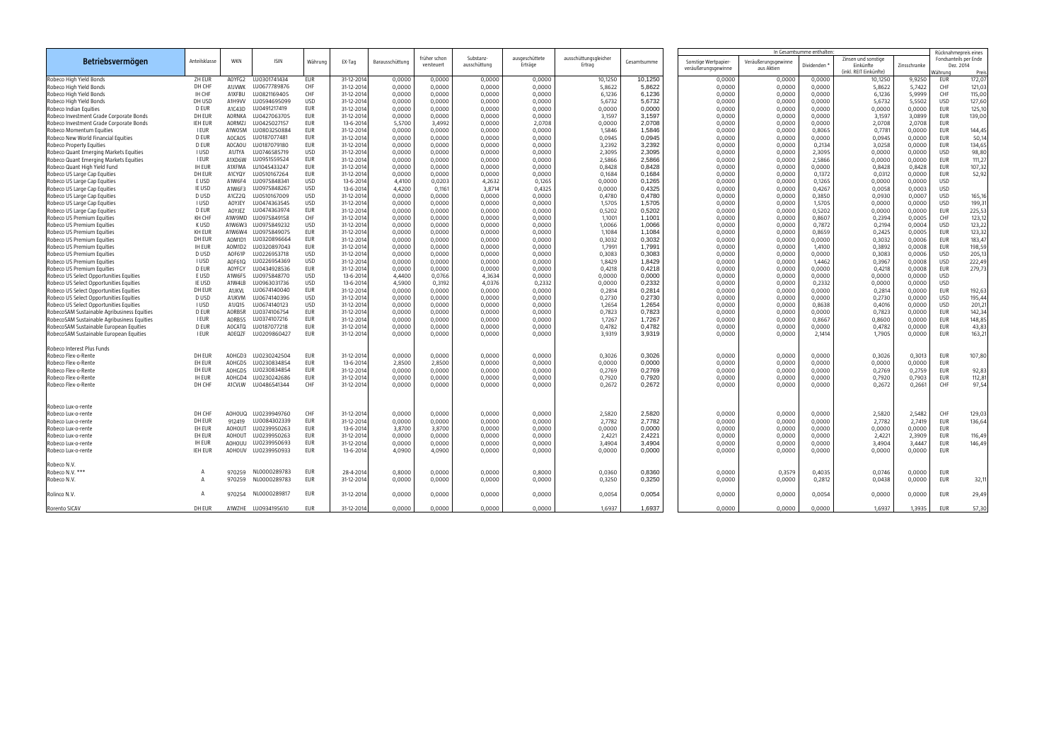| Betriebsvermögen | Anteilsklasse | WKN | ISIN | Währung | EX-Tag | Barausschüttung | früher schon versteuert | Substanz-ausschüttung | ausgeschüttete Erträge | ausschüttungsgleicher Ertrag | Gesamtsumme | In Gesamtsumme enthalten: Sonstige Wertpapier-veräußerungsgewinne | Veräußerungsgewinne aus Aktien | Dividenden * | Zinsen und sonstige Einkünfte (inkl. REIT Einkünfte) | Zinsschranke | Rücknahmepreis eines Fondsanteils per Ende Dez. 2014 Währung | Preis |
|---|---|---|---|---|---|---|---|---|---|---|---|---|---|---|---|---|---|---|
| Robeco High Yield Bonds | ZH EUR | A0YFG2 | LU0301741434 | EUR | 31-12-2014 | 0,0000 | 0,0000 | 0,0000 | 0,0000 | 10,1250 | 10,1250 | 0,0000 | 0,0000 | 0,0000 | 10,1250 | 9,9250 | EUR | 172,07 |
| Robeco High Yield Bonds | DH CHF | A1JVWK | LU0677789876 | CHF | 31-12-2014 | 0,0000 | 0,0000 | 0,0000 | 0,0000 | 5,8622 | 5,8622 | 0,0000 | 0,0000 | 0,0000 | 5,8622 | 5,7422 | CHF | 121,03 |
| Robeco High Yield Bonds | IH CHF | A1XFBU | LU0821169405 | CHF | 31-12-2014 | 0,0000 | 0,0000 | 0,0000 | 0,0000 | 6,1236 | 6,1236 | 0,0000 | 0,0000 | 0,0000 | 6,1236 | 5,9999 | CHF | 115,00 |
| Robeco High Yield Bonds | DH USD | A1H9VV | LU0594695099 | USD | 31-12-2014 | 0,0000 | 0,0000 | 0,0000 | 0,0000 | 5,6732 | 5,6732 | 0,0000 | 0,0000 | 0,0000 | 5,6732 | 5,5502 | USD | 127,60 |
| Robeco Indian Equities | D EUR | A1C43D | LU0491217419 | EUR | 31-12-2014 | 0,0000 | 0,0000 | 0,0000 | 0,0000 | 0,0000 | 0,0000 | 0,0000 | 0,0000 | 0,0000 | 0,0000 | 0,0000 | EUR | 125,10 |
| Robeco Investment Grade Corporate Bonds | DH EUR | A0RNKA | LU0427063705 | EUR | 31-12-2014 | 0,0000 | 0,0000 | 0,0000 | 0,0000 | 3,1597 | 3,1597 | 0,0000 | 0,0000 | 0,0000 | 3,1597 | 3,0899 | EUR | 139,00 |
| Robeco Investment Grade Corporate Bonds | IEH EUR | A0RMZJ | LU0425027157 | EUR | 13-6-2014 | 5,5700 | 3,4992 | 0,0000 | 2,0708 | 0,0000 | 2,0708 | 0,0000 | 0,0000 | 0,0000 | 2,0708 | 2,0708 | EUR | |
| Robeco Momentum Equities | I EUR | A1W0SM | LU0803250884 | EUR | 31-12-2014 | 0,0000 | 0,0000 | 0,0000 | 0,0000 | 1,5846 | 1,5846 | 0,0000 | 0,0000 | 0,8065 | 0,7781 | 0,0000 | EUR | 144,45 |
| Robeco New World Financial Equities | D EUR | A0CA0S | LU0187077481 | EUR | 31-12-2014 | 0,0000 | 0,0000 | 0,0000 | 0,0000 | 0,0945 | 0,0945 | 0,0000 | 0,0000 | 0,0000 | 0,0945 | 0,0000 | EUR | 50,14 |
| Robeco Property Equities | D EUR | A0CA0U | LU0187079180 | EUR | 31-12-2014 | 0,0000 | 0,0000 | 0,0000 | 0,0000 | 3,2392 | 3,2392 | 0,0000 | 0,0000 | 0,2134 | 3,0258 | 0,0000 | EUR | 134,65 |
| Robeco Quant Emerging Markets Equities | I USD | A1JTYA | LU0746585719 | USD | 31-12-2014 | 0,0000 | 0,0000 | 0,0000 | 0,0000 | 2,3095 | 2,3095 | 0,0000 | 0,0000 | 2,3095 | 0,0000 | 0,0000 | USD | 98,80 |
| Robeco Quant Emerging Markets Equities | I EUR | A1XDGW | LU0951559524 | EUR | 31-12-2014 | 0,0000 | 0,0000 | 0,0000 | 0,0000 | 2,5866 | 2,5866 | 0,0000 | 0,0000 | 2,5866 | 0,0000 | 0,0000 | EUR | 111,27 |
| Robeco Quant High Yield Fund | IH EUR | A1XFMA | LU1045433247 | EUR | 31-12-2014 | 0,0000 | 0,0000 | 0,0000 | 0,0000 | 0,8428 | 0,8428 | 0,0000 | 0,0000 | 0,0000 | 0,8428 | 0,8428 | EUR | 107,32 |
| Robeco US Large Cap Equities | DH EUR | A1CYQY | LU0510167264 | EUR | 31-12-2014 | 0,0000 | 0,0000 | 0,0000 | 0,0000 | 0,1684 | 0,1684 | 0,0000 | 0,0000 | 0,1372 | 0,0312 | 0,0000 | EUR | 52,92 |
| Robeco US Large Cap Equities | E USD | A1W6F4 | LU0975848341 | USD | 13-6-2014 | 4,4100 | 0,0203 | 4,2632 | 0,1265 | 0,0000 | 0,1265 | 0,0000 | 0,0000 | 0,1265 | 0,0000 | 0,0000 | USD | |
| Robeco US Large Cap Equities | IE USD | A1W6F3 | LU0975848267 | USD | 13-6-2014 | 4,4200 | 0,1161 | 3,8714 | 0,4325 | 0,0000 | 0,4325 | 0,0000 | 0,0000 | 0,4267 | 0,0058 | 0,0003 | USD | |
| Robeco US Large Cap Equities | D USD | A1CZ2Q | LU0510167009 | USD | 31-12-2014 | 0,0000 | 0,0000 | 0,0000 | 0,0000 | 0,4780 | 0,4780 | 0,0000 | 0,0000 | 0,3850 | 0,0930 | 0,0007 | USD | 165,16 |
| Robeco US Large Cap Equities | I USD | A0YJEY | LU0474363545 | USD | 31-12-2014 | 0,0000 | 0,0000 | 0,0000 | 0,0000 | 1,5705 | 1,5705 | 0,0000 | 0,0000 | 1,5705 | 0,0000 | 0,0000 | USD | 199,31 |
| Robeco US Large Cap Equities | D EUR | A0YJEZ | LU0474363974 | EUR | 31-12-2014 | 0,0000 | 0,0000 | 0,0000 | 0,0000 | 0,5202 | 0,5202 | 0,0000 | 0,0000 | 0,5202 | 0,0000 | 0,0000 | EUR | 225,53 |
| Robeco US Premium Equities | KH CHF | A1W9MD | LU0975849158 | CHF | 31-12-2014 | 0,0000 | 0,0000 | 0,0000 | 0,0000 | 1,1001 | 1,1001 | 0,0000 | 0,0000 | 0,8607 | 0,2394 | 0,0005 | CHF | 123,12 |
| Robeco US Premium Equities | K USD | A1W6W3 | LU0975849232 | USD | 31-12-2014 | 0,0000 | 0,0000 | 0,0000 | 0,0000 | 1,0066 | 1,0066 | 0,0000 | 0,0000 | 0,7872 | 0,2194 | 0,0004 | USD | 123,22 |
| Robeco US Premium Equities | KH EUR | A1W6W4 | LU0975849075 | EUR | 31-12-2014 | 0,0000 | 0,0000 | 0,0000 | 0,0000 | 1,1084 | 1,1084 | 0,0000 | 0,0000 | 0,8659 | 0,2425 | 0,0005 | EUR | 123,32 |
| Robeco US Premium Equities | DH EUR | A0M1D1 | LU0320896664 | EUR | 31-12-2014 | 0,0000 | 0,0000 | 0,0000 | 0,0000 | 0,3032 | 0,3032 | 0,0000 | 0,0000 | 0,0000 | 0,3032 | 0,0006 | EUR | 183,47 |
| Robeco US Premium Equities | IH EUR | A0M1D2 | LU0320897043 | EUR | 31-12-2014 | 0,0000 | 0,0000 | 0,0000 | 0,0000 | 1,7991 | 1,7991 | 0,0000 | 0,0000 | 1,4100 | 0,3892 | 0,0008 | EUR | 198,59 |
| Robeco US Premium Equities | D USD | A0F61P | LU0226953718 | USD | 31-12-2014 | 0,0000 | 0,0000 | 0,0000 | 0,0000 | 0,3083 | 0,3083 | 0,0000 | 0,0000 | 0,0000 | 0,3083 | 0,0006 | USD | 205,13 |
| Robeco US Premium Equities | I USD | A0F61Q | LU0226954369 | USD | 31-12-2014 | 0,0000 | 0,0000 | 0,0000 | 0,0000 | 1,8429 | 1,8429 | 0,0000 | 0,0000 | 1,4462 | 0,3967 | 0,0008 | USD | 222,49 |
| Robeco US Premium Equities | D EUR | A0YFGY | LU0434928536 | EUR | 31-12-2014 | 0,0000 | 0,0000 | 0,0000 | 0,0000 | 0,4218 | 0,4218 | 0,0000 | 0,0000 | 0,0000 | 0,4218 | 0,0008 | EUR | 279,73 |
| Robeco US Select Opportunities Equities | E USD | A1W6F5 | LU0975848770 | USD | 13-6-2014 | 4,4400 | 0,0766 | 4,3634 | 0,0000 | 0,0000 | 0,0000 | 0,0000 | 0,0000 | 0,0000 | 0,0000 | 0,0000 | USD | |
| Robeco US Select Opportunities Equities | IE USD | A1W4LB | LU0963031736 | USD | 13-6-2014 | 4,5900 | 0,3192 | 4,0376 | 0,2332 | 0,0000 | 0,2332 | 0,0000 | 0,0000 | 0,2332 | 0,0000 | 0,0000 | USD | |
| Robeco US Select Opportunities Equities | DH EUR | A1JKVL | LU0674140040 | EUR | 31-12-2014 | 0,0000 | 0,0000 | 0,0000 | 0,0000 | 0,2814 | 0,2814 | 0,0000 | 0,0000 | 0,0000 | 0,2814 | 0,0000 | EUR | 192,63 |
| Robeco US Select Opportunities Equities | D USD | A1JKVM | LU0674140396 | USD | 31-12-2014 | 0,0000 | 0,0000 | 0,0000 | 0,0000 | 0,2730 | 0,2730 | 0,0000 | 0,0000 | 0,0000 | 0,2730 | 0,0000 | USD | 195,44 |
| Robeco US Select Opportunities Equities | I USD | A1JQ15 | LU0674140123 | USD | 31-12-2014 | 0,0000 | 0,0000 | 0,0000 | 0,0000 | 1,2654 | 1,2654 | 0,0000 | 0,0000 | 0,8638 | 0,4016 | 0,0000 | USD | 201,21 |
| RobecoSAM Sustainable Agribusiness Equities | D EUR | A0RB5R | LU0374106754 | EUR | 31-12-2014 | 0,0000 | 0,0000 | 0,0000 | 0,0000 | 0,7823 | 0,7823 | 0,0000 | 0,0000 | 0,0000 | 0,7823 | 0,0000 | EUR | 142,34 |
| RobecoSAM Sustainable Agribusiness Equities | I EUR | A0RB5S | LU0374107216 | EUR | 31-12-2014 | 0,0000 | 0,0000 | 0,0000 | 0,0000 | 1,7267 | 1,7267 | 0,0000 | 0,0000 | 0,8667 | 0,8600 | 0,0000 | EUR | 148,85 |
| RobecoSAM Sustainable European Equities | D EUR | A0CATQ | LU0187077218 | EUR | 31-12-2014 | 0,0000 | 0,0000 | 0,0000 | 0,0000 | 0,4782 | 0,4782 | 0,0000 | 0,0000 | 0,0000 | 0,4782 | 0,0000 | EUR | 43,83 |
| RobecoSAM Sustainable European Equities | I EUR | A0EQZF | LU0209860427 | EUR | 31-12-2014 | 0,0000 | 0,0000 | 0,0000 | 0,0000 | 3,9319 | 3,9319 | 0,0000 | 0,0000 | 2,1414 | 1,7905 | 0,0000 | EUR | 163,21 |
| Robeco Interest Plus Funds | | | | | | | | | | | | | | | | | | |
| Robeco Flex-o-Rente | DH EUR | A0HGD3 | LU0230242504 | EUR | 31-12-2014 | 0,0000 | 0,0000 | 0,0000 | 0,0000 | 0,3026 | 0,3026 | 0,0000 | 0,0000 | 0,0000 | 0,3026 | 0,3013 | EUR | 107,80 |
| Robeco Flex-o-Rente | EH EUR | A0HGD5 | LU0230834854 | EUR | 13-6-2014 | 2,8500 | 2,8500 | 0,0000 | 0,0000 | 0,0000 | 0,0000 | 0,0000 | 0,0000 | 0,0000 | 0,0000 | 0,0000 | EUR | |
| Robeco Flex-o-Rente | EH EUR | A0HGD5 | LU0230834854 | EUR | 31-12-2014 | 0,0000 | 0,0000 | 0,0000 | 0,0000 | 0,2769 | 0,2769 | 0,0000 | 0,0000 | 0,0000 | 0,2769 | 0,2759 | EUR | 92,83 |
| Robeco Flex-o-Rente | IH EUR | A0HGD4 | LU0230242686 | EUR | 31-12-2014 | 0,0000 | 0,0000 | 0,0000 | 0,0000 | 0,7920 | 0,7920 | 0,0000 | 0,0000 | 0,0000 | 0,7920 | 0,7903 | EUR | 112,81 |
| Robeco Flex-o-Rente | DH CHF | A1CVLW | LU0486541344 | CHF | 31-12-2014 | 0,0000 | 0,0000 | 0,0000 | 0,0000 | 0,2672 | 0,2672 | 0,0000 | 0,0000 | 0,0000 | 0,2672 | 0,2661 | CHF | 97,54 |
| Robeco Lux-o-rente | | | | | | | | | | | | | | | | | | |
| Robeco Lux-o-rente | DH CHF | A0H0UQ | LU0239949760 | CHF | 31-12-2014 | 0,0000 | 0,0000 | 0,0000 | 0,0000 | 2,5820 | 2,5820 | 0,0000 | 0,0000 | 0,0000 | 2,5820 | 2,5482 | CHF | 129,03 |
| Robeco Lux-o-rente | DH EUR | 912419 | LU0084302339 | EUR | 31-12-2014 | 0,0000 | 0,0000 | 0,0000 | 0,0000 | 2,7782 | 2,7782 | 0,0000 | 0,0000 | 0,0000 | 2,7782 | 2,7419 | EUR | 136,64 |
| Robeco Lux-o-rente | EH EUR | A0H0UT | LU0239950263 | EUR | 13-6-2014 | 3,8700 | 3,8700 | 0,0000 | 0,0000 | 0,0000 | 0,0000 | 0,0000 | 0,0000 | 0,0000 | 0,0000 | 0,0000 | EUR | |
| Robeco Lux-o-rente | EH EUR | A0H0UT | LU0239950263 | EUR | 31-12-2014 | 0,0000 | 0,0000 | 0,0000 | 0,0000 | 2,4221 | 2,4221 | 0,0000 | 0,0000 | 0,0000 | 2,4221 | 2,3909 | EUR | 116,49 |
| Robeco Lux-o-rente | IH EUR | A0H0UU | LU0239950693 | EUR | 31-12-2014 | 0,0000 | 0,0000 | 0,0000 | 0,0000 | 3,4904 | 3,4904 | 0,0000 | 0,0000 | 0,0000 | 3,4904 | 3,4447 | EUR | 146,49 |
| Robeco Lux-o-rente | IEH EUR | A0H0UV | LU0239950933 | EUR | 13-6-2014 | 4,0900 | 4,0900 | 0,0000 | 0,0000 | 0,0000 | 0,0000 | 0,0000 | 0,0000 | 0,0000 | 0,0000 | 0,0000 | EUR | |
| Robeco N.V. | | | | | | | | | | | | | | | | | | |
| Robeco N.V. *** | A | 970259 | NL0000289783 | EUR | 28-4-2014 | 0,8000 | 0,0000 | 0,0000 | 0,8000 | 0,0360 | 0,8360 | 0,0000 | 0,3579 | 0,4035 | 0,0746 | 0,0000 | EUR | |
| Robeco N.V. | A | 970259 | NL0000289783 | EUR | 31-12-2014 | 0,0000 | 0,0000 | 0,0000 | 0,0000 | 0,3250 | 0,3250 | 0,0000 | 0,0000 | 0,2812 | 0,0438 | 0,0000 | EUR | 32,11 |
| Rolinco N.V. | A | 970254 | NL0000289817 | EUR | 31-12-2014 | 0,0000 | 0,0000 | 0,0000 | 0,0000 | 0,0054 | 0,0054 | 0,0000 | 0,0000 | 0,0054 | 0,0000 | 0,0000 | EUR | 29,49 |
| Rorento SICAV | DH EUR | A1WZHE | LU0934195610 | EUR | 31-12-2014 | 0,0000 | 0,0000 | 0,0000 | 0,0000 | 1,6937 | 1,6937 | 0,0000 | 0,0000 | 0,0000 | 1,6937 | 1,3935 | EUR | 57,30 |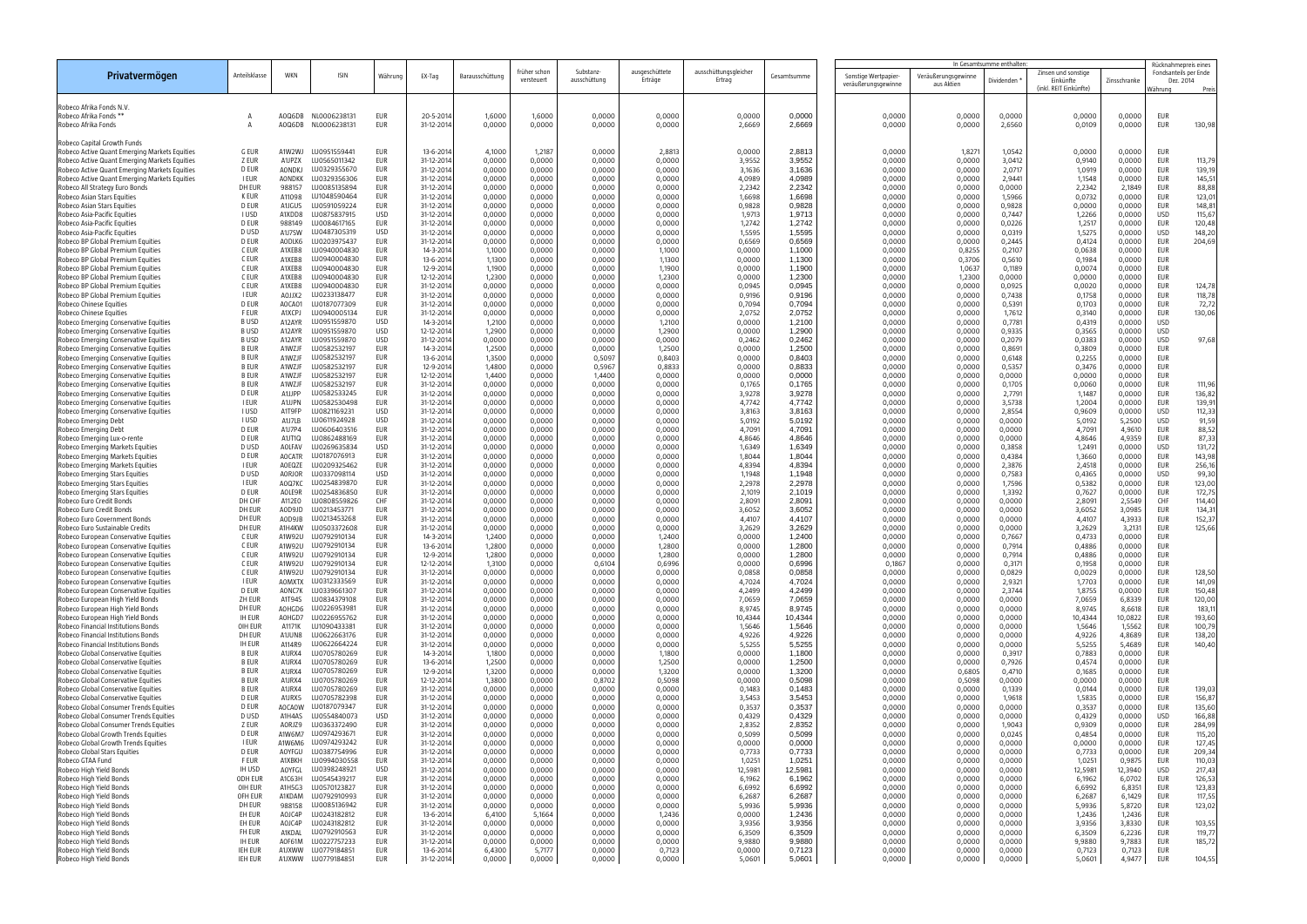| Privatvermögen | Anteilsklasse | WKN | ISIN | Währung | EX-Tag | Barausschüttung | früher schon versteuert | Substanz-ausschüttung | ausgeschüttete Erträge | ausschüttungsgleicher Ertrag | Gesamtsumme | In Gesamtsumme enthalten: Sonstige Wertpapier-veräußerungsgewinne | Veräußerungsgewinne aus Aktien | Dividenden * | Zinsen und sonstige Einkünfte (inkl. REIT Einkünfte) | Zinsschranke | Rücknahmepreis eines Fondsanteils per Ende Dez. 2014 Währung | Preis |
|---|---|---|---|---|---|---|---|---|---|---|---|---|---|---|---|---|---|---|
| Robeco Afrika Fonds N.V. | | | | | | | | | | | | | | | | | | |
| Robeco Afrika Fonds ** | A | A0Q6DB | NL0006238131 | EUR | 20-5-2014 | 1,6000 | 1,6000 | 0,0000 | 0,0000 | 0,0000 | 0,0000 | 0,0000 | 0,0000 | 0,0000 | 0,0000 | 0,0000 | EUR | |
| Robeco Afrika Fonds | A | A0Q6DB | NL0006238131 | EUR | 31-12-2014 | 0,0000 | 0,0000 | 0,0000 | 0,0000 | 2,6669 | 2,6669 | 0,0000 | 0,0000 | 2,6560 | 0,0109 | 0,0000 | EUR | 130,98 |
| Robeco Capital Growth Funds | | | | | | | | | | | | | | | | | | |
| Robeco Active Quant Emerging Markets Equities | G EUR | A1W2WJ | LU0951559441 | EUR | 13-6-2014 | 4,1000 | 1,2187 | 0,0000 | 2,8813 | 0,0000 | 2,8813 | 0,0000 | 1,8271 | 1,0542 | 0,0000 | 0,0000 | EUR | |
| Robeco Active Quant Emerging Markets Equities | Z EUR | A1VPZX | LU0565011342 | EUR | 31-12-2014 | 0,0000 | 0,0000 | 0,0000 | 0,0000 | 3,9552 | 3,9552 | 0,0000 | 0,0000 | 3,0412 | 0,9140 | 0,0000 | EUR | 113,79 |
| Robeco Active Quant Emerging Markets Equities | D EUR | A0NDKJ | LU0329355670 | EUR | 31-12-2014 | 0,0000 | 0,0000 | 0,0000 | 0,0000 | 3,1636 | 3,1636 | 0,0000 | 0,0000 | 2,0717 | 1,0919 | 0,0000 | EUR | 139,19 |
| Robeco Active Quant Emerging Markets Equities | I EUR | A0NDKK | LU0329356306 | EUR | 31-12-2014 | 0,0000 | 0,0000 | 0,0000 | 0,0000 | 4,0989 | 4,0989 | 0,0000 | 0,0000 | 2,9441 | 1,1548 | 0,0000 | EUR | 145,51 |
| Robeco All Strategy Euro Bonds | DH EUR | 988157 | LU0085135894 | EUR | 31-12-2014 | 0,0000 | 0,0000 | 0,0000 | 0,0000 | 2,2342 | 2,2342 | 0,0000 | 0,0000 | 0,0000 | 2,2342 | 2,1849 | EUR | 88,88 |
| Robeco Asian Stars Equities | K EUR | A110Q8 | LU1048590464 | EUR | 31-12-2014 | 0,0000 | 0,0000 | 0,0000 | 0,0000 | 1,6698 | 1,6698 | 0,0000 | 0,0000 | 1,5966 | 0,0732 | 0,0000 | EUR | 123,01 |
| Robeco Asian Stars Equities | D EUR | A1JGUS | LU0591059224 | EUR | 31-12-2014 | 0,0000 | 0,0000 | 0,0000 | 0,0000 | 0,9828 | 0,9828 | 0,0000 | 0,0000 | 0,9828 | 0,0000 | 0,0000 | EUR | 148,81 |
| Robeco Asia-Pacific Equities | I USD | A1XDD8 | LU0875837915 | USD | 31-12-2014 | 0,0000 | 0,0000 | 0,0000 | 0,0000 | 1,9713 | 1,9713 | 0,0000 | 0,0000 | 0,7447 | 1,2266 | 0,0000 | USD | 115,67 |
| Robeco Asia-Pacific Equities | D EUR | 988149 | LU0084617165 | EUR | 31-12-2014 | 0,0000 | 0,0000 | 0,0000 | 0,0000 | 1,2742 | 1,2742 | 0,0000 | 0,0000 | 0,0226 | 1,2517 | 0,0000 | EUR | 120,48 |
| Robeco Asia-Pacific Equities | D USD | A1J7SW | LU0487305319 | USD | 31-12-2014 | 0,0000 | 0,0000 | 0,0000 | 0,0000 | 1,5595 | 1,5595 | 0,0000 | 0,0000 | 0,0319 | 1,5275 | 0,0000 | USD | 148,20 |
| Robeco BP Global Premium Equities | D EUR | A0DLK6 | LU0203975437 | EUR | 31-12-2014 | 0,0000 | 0,0000 | 0,0000 | 0,0000 | 0,6569 | 0,6569 | 0,0000 | 0,0000 | 0,2445 | 0,4124 | 0,0000 | EUR | 204,69 |
| Robeco BP Global Premium Equities | C EUR | A1XEB8 | LU0940004830 | EUR | 14-3-2014 | 1,1000 | 0,0000 | 0,0000 | 1,1000 | 0,0000 | 1,1000 | 0,0000 | 0,8255 | 0,2107 | 0,0638 | 0,0000 | EUR | |
| Robeco BP Global Premium Equities | C EUR | A1XEB8 | LU0940004830 | EUR | 13-6-2014 | 1,1300 | 0,0000 | 0,0000 | 1,1300 | 0,0000 | 1,1300 | 0,0000 | 0,3706 | 0,5610 | 0,1984 | 0,0000 | EUR | |
| Robeco BP Global Premium Equities | C EUR | A1XEB8 | LU0940004830 | EUR | 12-9-2014 | 1,1900 | 0,0000 | 0,0000 | 1,1900 | 0,0000 | 1,1900 | 0,0000 | 1,0637 | 0,1189 | 0,0074 | 0,0000 | EUR | |
| Robeco BP Global Premium Equities | C EUR | A1XEB8 | LU0940004830 | EUR | 12-12-2014 | 1,2300 | 0,0000 | 0,0000 | 1,2300 | 0,0000 | 1,2300 | 0,0000 | 1,2300 | 0,0000 | 0,0000 | 0,0000 | EUR | |
| Robeco BP Global Premium Equities | C EUR | A1XEB8 | LU0940004830 | EUR | 31-12-2014 | 0,0000 | 0,0000 | 0,0000 | 0,0000 | 0,0945 | 0,0945 | 0,0000 | 0,0000 | 0,0925 | 0,0020 | 0,0000 | EUR | 124,78 |
| Robeco BP Global Premium Equities | I EUR | A0JJX2 | LU0233138477 | EUR | 31-12-2014 | 0,0000 | 0,0000 | 0,0000 | 0,0000 | 0,9196 | 0,9196 | 0,0000 | 0,0000 | 0,7438 | 0,1758 | 0,0000 | EUR | 118,78 |
| Robeco Chinese Equities | D EUR | A0CA01 | LU0187077309 | EUR | 31-12-2014 | 0,0000 | 0,0000 | 0,0000 | 0,0000 | 0,7094 | 0,7094 | 0,0000 | 0,0000 | 0,5391 | 0,1703 | 0,0000 | EUR | 72,72 |
| Robeco Chinese Equities | F EUR | A1XCPJ | LU0940005134 | EUR | 31-12-2014 | 0,0000 | 0,0000 | 0,0000 | 0,0000 | 2,0752 | 2,0752 | 0,0000 | 0,0000 | 1,7612 | 0,3140 | 0,0000 | EUR | 130,06 |
| Robeco Emerging Conservative Equities | B USD | A12AYR | LU0951559870 | USD | 14-3-2014 | 1,2100 | 0,0000 | 0,0000 | 1,2100 | 0,0000 | 1,2100 | 0,0000 | 0,0000 | 0,7781 | 0,4319 | 0,0000 | USD | |
| Robeco Emerging Conservative Equities | B USD | A12AYR | LU0951559870 | USD | 12-12-2014 | 1,2900 | 0,0000 | 0,0000 | 1,2900 | 0,0000 | 1,2900 | 0,0000 | 0,0000 | 0,9335 | 0,3565 | 0,0000 | USD | |
| Robeco Emerging Conservative Equities | B USD | A12AYR | LU0951559870 | USD | 31-12-2014 | 0,0000 | 0,0000 | 0,0000 | 0,0000 | 0,2462 | 0,2462 | 0,0000 | 0,0000 | 0,2079 | 0,0383 | 0,0000 | USD | 97,68 |
| Robeco Emerging Conservative Equities | B EUR | A1WZJF | LU0582532197 | EUR | 14-3-2014 | 1,2500 | 0,0000 | 0,0000 | 1,2500 | 0,0000 | 1,2500 | 0,0000 | 0,0000 | 0,8691 | 0,3809 | 0,0000 | EUR | |
| Robeco Emerging Conservative Equities | B EUR | A1WZJF | LU0582532197 | EUR | 13-6-2014 | 1,3500 | 0,0000 | 0,5097 | 0,8403 | 0,0000 | 0,8403 | 0,0000 | 0,0000 | 0,6148 | 0,2255 | 0,0000 | EUR | |
| Robeco Emerging Conservative Equities | B EUR | A1WZJF | LU0582532197 | EUR | 12-9-2014 | 1,4800 | 0,0000 | 0,5967 | 0,8833 | 0,0000 | 0,8833 | 0,0000 | 0,0000 | 0,5357 | 0,3476 | 0,0000 | EUR | |
| Robeco Emerging Conservative Equities | B EUR | A1WZJF | LU0582532197 | EUR | 12-12-2014 | 1,4400 | 0,0000 | 1,4400 | 0,0000 | 0,0000 | 0,0000 | 0,0000 | 0,0000 | 0,0000 | 0,0000 | 0,0000 | EUR | |
| Robeco Emerging Conservative Equities | B EUR | A1WZJF | LU0582532197 | EUR | 31-12-2014 | 0,0000 | 0,0000 | 0,0000 | 0,0000 | 0,1765 | 0,1765 | 0,0000 | 0,0000 | 0,1705 | 0,0060 | 0,0000 | EUR | 111,96 |
| Robeco Emerging Conservative Equities | D EUR | A1JJPP | LU0582533245 | EUR | 31-12-2014 | 0,0000 | 0,0000 | 0,0000 | 0,0000 | 3,9278 | 3,9278 | 0,0000 | 0,0000 | 2,7791 | 1,1487 | 0,0000 | EUR | 136,82 |
| Robeco Emerging Conservative Equities | I EUR | A1JJPN | LU0582530498 | EUR | 31-12-2014 | 0,0000 | 0,0000 | 0,0000 | 0,0000 | 4,7742 | 4,7742 | 0,0000 | 0,0000 | 3,5738 | 1,2004 | 0,0000 | EUR | 139,91 |
| Robeco Emerging Conservative Equities | I USD | A1T9FP | LU0821169231 | USD | 31-12-2014 | 0,0000 | 0,0000 | 0,0000 | 0,0000 | 3,8163 | 3,8163 | 0,0000 | 0,0000 | 2,8554 | 0,9609 | 0,0000 | USD | 112,33 |
| Robeco Emerging Debt | I USD | A1J7LB | LU0611924928 | USD | 31-12-2014 | 0,0000 | 0,0000 | 0,0000 | 0,0000 | 5,0192 | 5,0192 | 0,0000 | 0,0000 | 0,0000 | 5,0192 | 5,2500 | USD | 91,59 |
| Robeco Emerging Debt | D EUR | A1J7P4 | LU0606403516 | EUR | 31-12-2014 | 0,0000 | 0,0000 | 0,0000 | 0,0000 | 4,7091 | 4,7091 | 0,0000 | 0,0000 | 0,0000 | 4,7091 | 4,9610 | EUR | 88,52 |
| Robeco Emerging Lux-o-rente | D EUR | A1J1TQ | LU0862488169 | EUR | 31-12-2014 | 0,0000 | 0,0000 | 0,0000 | 0,0000 | 4,8646 | 4,8646 | 0,0000 | 0,0000 | 0,0000 | 4,8646 | 4,9359 | EUR | 87,33 |
| Robeco Emerging Markets Equities | D USD | A0LFAV | LU0269635834 | USD | 31-12-2014 | 0,0000 | 0,0000 | 0,0000 | 0,0000 | 1,6349 | 1,6349 | 0,0000 | 0,0000 | 0,3858 | 1,2491 | 0,0000 | USD | 131,72 |
| Robeco Emerging Markets Equities | D EUR | A0CATR | LU0187076913 | EUR | 31-12-2014 | 0,0000 | 0,0000 | 0,0000 | 0,0000 | 1,8044 | 1,8044 | 0,0000 | 0,0000 | 0,4384 | 1,3660 | 0,0000 | EUR | 143,98 |
| Robeco Emerging Markets Equities | I EUR | A0EQZE | LU0209325462 | EUR | 31-12-2014 | 0,0000 | 0,0000 | 0,0000 | 0,0000 | 4,8394 | 4,8394 | 0,0000 | 0,0000 | 2,3876 | 2,4518 | 0,0000 | EUR | 256,16 |
| Robeco Emerging Stars Equities | D USD | A0RJ0R | LU0337098114 | USD | 31-12-2014 | 0,0000 | 0,0000 | 0,0000 | 0,0000 | 1,1948 | 1,1948 | 0,0000 | 0,0000 | 0,7583 | 0,4365 | 0,0000 | USD | 99,30 |
| Robeco Emerging Stars Equities | I EUR | A0Q7KC | LU0254839870 | EUR | 31-12-2014 | 0,0000 | 0,0000 | 0,0000 | 0,0000 | 2,2978 | 2,2978 | 0,0000 | 0,0000 | 1,7596 | 0,5382 | 0,0000 | EUR | 123,00 |
| Robeco Emerging Stars Equities | D EUR | A0LE9R | LU0254836850 | EUR | 31-12-2014 | 0,0000 | 0,0000 | 0,0000 | 0,0000 | 2,1019 | 2,1019 | 0,0000 | 0,0000 | 1,3392 | 0,7627 | 0,0000 | EUR | 172,75 |
| Robeco Euro Credit Bonds | DH CHF | A112E0 | LU0808559826 | CHF | 31-12-2014 | 0,0000 | 0,0000 | 0,0000 | 0,0000 | 2,8091 | 2,8091 | 0,0000 | 0,0000 | 0,0000 | 2,8091 | 2,5549 | CHF | 114,40 |
| Robeco Euro Credit Bonds | DH EUR | A0D9JD | LU0213453771 | EUR | 31-12-2014 | 0,0000 | 0,0000 | 0,0000 | 0,0000 | 3,6052 | 3,6052 | 0,0000 | 0,0000 | 0,0000 | 3,6052 | 3,0985 | EUR | 134,31 |
| Robeco Euro Government Bonds | DH EUR | A0D9JB | LU0213453268 | EUR | 31-12-2014 | 0,0000 | 0,0000 | 0,0000 | 0,0000 | 4,4107 | 4,4107 | 0,0000 | 0,0000 | 0,0000 | 4,4107 | 4,3933 | EUR | 152,37 |
| Robeco Euro Sustainable Credits | DH EUR | A1H4KW | LU0503372608 | EUR | 31-12-2014 | 0,0000 | 0,0000 | 0,0000 | 0,0000 | 3,2629 | 3,2629 | 0,0000 | 0,0000 | 0,0000 | 3,2629 | 3,2131 | EUR | 125,66 |
| Robeco European Conservative Equities | C EUR | A1W92U | LU0792910134 | EUR | 14-3-2014 | 1,2400 | 0,0000 | 0,0000 | 1,2400 | 0,0000 | 1,2400 | 0,0000 | 0,0000 | 0,7667 | 0,4733 | 0,0000 | EUR | |
| Robeco European Conservative Equities | C EUR | A1W92U | LU0792910134 | EUR | 13-6-2014 | 1,2800 | 0,0000 | 0,0000 | 1,2800 | 0,0000 | 1,2800 | 0,0000 | 0,0000 | 0,7914 | 0,4886 | 0,0000 | EUR | |
| Robeco European Conservative Equities | C EUR | A1W92U | LU0792910134 | EUR | 12-9-2014 | 1,2800 | 0,0000 | 0,0000 | 1,2800 | 0,0000 | 1,2800 | 0,0000 | 0,0000 | 0,7914 | 0,4886 | 0,0000 | EUR | |
| Robeco European Conservative Equities | C EUR | A1W92U | LU0792910134 | EUR | 12-12-2014 | 1,3100 | 0,0000 | 0,6104 | 0,6996 | 0,0000 | 0,6996 | 0,1867 | 0,0000 | 0,3171 | 0,1958 | 0,0000 | EUR | |
| Robeco European Conservative Equities | C EUR | A1W92U | LU0792910134 | EUR | 31-12-2014 | 0,0000 | 0,0000 | 0,0000 | 0,0000 | 0,0858 | 0,0858 | 0,0000 | 0,0000 | 0,0829 | 0,0029 | 0,0000 | EUR | 128,50 |
| Robeco European Conservative Equities | I EUR | A0MXTX | LU0312333569 | EUR | 31-12-2014 | 0,0000 | 0,0000 | 0,0000 | 0,0000 | 4,7024 | 4,7024 | 0,0000 | 0,0000 | 2,9321 | 1,7703 | 0,0000 | EUR | 141,09 |
| Robeco European Conservative Equities | D EUR | A0NC7K | LU0339661307 | EUR | 31-12-2014 | 0,0000 | 0,0000 | 0,0000 | 0,0000 | 4,2499 | 4,2499 | 0,0000 | 0,0000 | 2,3744 | 1,8755 | 0,0000 | EUR | 150,48 |
| Robeco European High Yield Bonds | ZH EUR | A1T94S | LU0834379108 | EUR | 31-12-2014 | 0,0000 | 0,0000 | 0,0000 | 0,0000 | 7,0659 | 7,0659 | 0,0000 | 0,0000 | 0,0000 | 7,0659 | 6,8339 | EUR | 120,00 |
| Robeco European High Yield Bonds | DH EUR | A0HGD6 | LU0226953981 | EUR | 31-12-2014 | 0,0000 | 0,0000 | 0,0000 | 0,0000 | 8,9745 | 8,9745 | 0,0000 | 0,0000 | 0,0000 | 8,9745 | 8,6618 | EUR | 183,11 |
| Robeco European High Yield Bonds | IH EUR | A0HGD7 | LU0226955762 | EUR | 31-12-2014 | 0,0000 | 0,0000 | 0,0000 | 0,0000 | 10,4344 | 10,4344 | 0,0000 | 0,0000 | 0,0000 | 10,4344 | 10,0822 | EUR | 193,60 |
| Robeco Financial Institutions Bonds | 0IH EUR | A117IK | LU1090433381 | EUR | 31-12-2014 | 0,0000 | 0,0000 | 0,0000 | 0,0000 | 1,5646 | 1,5646 | 0,0000 | 0,0000 | 0,0000 | 1,5646 | 1,5562 | EUR | 100,79 |
| Robeco Financial Institutions Bonds | DH EUR | A1JUN8 | LU0622663176 | EUR | 31-12-2014 | 0,0000 | 0,0000 | 0,0000 | 0,0000 | 4,9226 | 4,9226 | 0,0000 | 0,0000 | 0,0000 | 4,9226 | 4,8689 | EUR | 138,20 |
| Robeco Financial Institutions Bonds | IH EUR | A1J4R9 | LU0622664224 | EUR | 31-12-2014 | 0,0000 | 0,0000 | 0,0000 | 0,0000 | 5,5255 | 5,5255 | 0,0000 | 0,0000 | 0,0000 | 5,5255 | 5,4689 | EUR | 140,40 |
| Robeco Global Conservative Equities | B EUR | A1JRX4 | LU0705780269 | EUR | 14-3-2014 | 1,1800 | 0,0000 | 0,0000 | 1,1800 | 0,0000 | 1,1800 | 0,0000 | 0,0000 | 0,3917 | 0,7883 | 0,0000 | EUR | |
| Robeco Global Conservative Equities | B EUR | A1JRX4 | LU0705780269 | EUR | 13-6-2014 | 1,2500 | 0,0000 | 0,0000 | 1,2500 | 0,0000 | 1,2500 | 0,0000 | 0,0000 | 0,7926 | 0,4574 | 0,0000 | EUR | |
| Robeco Global Conservative Equities | B EUR | A1JRX4 | LU0705780269 | EUR | 12-9-2014 | 1,3200 | 0,0000 | 0,0000 | 1,3200 | 0,0000 | 1,3200 | 0,0000 | 0,6805 | 0,4710 | 0,1685 | 0,0000 | EUR | |
| Robeco Global Conservative Equities | B EUR | A1JRX4 | LU0705780269 | EUR | 12-12-2014 | 1,3800 | 0,0000 | 0,8702 | 0,5098 | 0,0000 | 0,5098 | 0,0000 | 0,5098 | 0,0000 | 0,0000 | 0,0000 | EUR | |
| Robeco Global Conservative Equities | B EUR | A1JRX4 | LU0705780269 | EUR | 31-12-2014 | 0,0000 | 0,0000 | 0,0000 | 0,0000 | 0,1483 | 0,1483 | 0,0000 | 0,0000 | 0,1339 | 0,0144 | 0,0000 | EUR | 139,03 |
| Robeco Global Conservative Equities | D EUR | A1JRX5 | LU0705782398 | EUR | 31-12-2014 | 0,0000 | 0,0000 | 0,0000 | 0,0000 | 3,4553 | 3,4553 | 0,0000 | 0,0000 | 1,9618 | 1,5835 | 0,0000 | EUR | 156,87 |
| Robeco Global Consumer Trends Equities | D EUR | A0CA0W | LU0187079347 | EUR | 31-12-2014 | 0,0000 | 0,0000 | 0,0000 | 0,0000 | 0,3537 | 0,3537 | 0,0000 | 0,0000 | 0,0000 | 0,3537 | 0,0000 | EUR | 135,60 |
| Robeco Global Consumer Trends Equities | D USD | A1H4AS | LU0554840073 | USD | 31-12-2014 | 0,0000 | 0,0000 | 0,0000 | 0,0000 | 0,4329 | 0,4329 | 0,0000 | 0,0000 | 0,0000 | 0,4329 | 0,0000 | USD | 166,88 |
| Robeco Global Consumer Trends Equities | Z EUR | A0RJZ9 | LU0363372490 | EUR | 31-12-2014 | 0,0000 | 0,0000 | 0,0000 | 0,0000 | 2,8352 | 2,8352 | 0,0000 | 0,0000 | 1,9043 | 0,9309 | 0,0000 | EUR | 284,99 |
| Robeco Global Growth Trends Equities | D EUR | A1W6M7 | LU0974293671 | EUR | 31-12-2014 | 0,0000 | 0,0000 | 0,0000 | 0,0000 | 0,5099 | 0,5099 | 0,0000 | 0,0000 | 0,0245 | 0,4854 | 0,0000 | EUR | 115,20 |
| Robeco Global Growth Trends Equities | I EUR | A1W6M6 | LU0974293242 | EUR | 31-12-2014 | 0,0000 | 0,0000 | 0,0000 | 0,0000 | 0,0000 | 0,0000 | 0,0000 | 0,0000 | 0,0000 | 0,0000 | 0,0000 | EUR | 127,45 |
| Robeco Global Stars Equities | D EUR | A0YFGU | LU0387754996 | EUR | 31-12-2014 | 0,0000 | 0,0000 | 0,0000 | 0,0000 | 0,7733 | 0,7733 | 0,0000 | 0,0000 | 0,0000 | 0,7733 | 0,0000 | EUR | 209,34 |
| Robeco GTAA Fund | F EUR | A1XBKH | LU0994030558 | EUR | 31-12-2014 | 0,0000 | 0,0000 | 0,0000 | 0,0000 | 1,0251 | 1,0251 | 0,0000 | 0,0000 | 0,0000 | 1,0251 | 0,9875 | EUR | 110,03 |
| Robeco High Yield Bonds | IH USD | A0YFGL | LU0398248921 | USD | 31-12-2014 | 0,0000 | 0,0000 | 0,0000 | 0,0000 | 12,5981 | 12,5981 | 0,0000 | 0,0000 | 0,0000 | 12,5981 | 12,3940 | USD | 217,43 |
| Robeco High Yield Bonds | 0DH EUR | A1C63H | LU0545439217 | EUR | 31-12-2014 | 0,0000 | 0,0000 | 0,0000 | 0,0000 | 6,1962 | 6,1962 | 0,0000 | 0,0000 | 0,0000 | 6,1962 | 6,0702 | EUR | 126,53 |
| Robeco High Yield Bonds | 0IH EUR | A1H5G3 | LU0570123827 | EUR | 31-12-2014 | 0,0000 | 0,0000 | 0,0000 | 0,0000 | 6,6992 | 6,6992 | 0,0000 | 0,0000 | 0,0000 | 6,6992 | 6,8351 | EUR | 123,83 |
| Robeco High Yield Bonds | 0FH EUR | A1KDAM | LU0792910993 | EUR | 31-12-2014 | 0,0000 | 0,0000 | 0,0000 | 0,0000 | 6,2687 | 6,2687 | 0,0000 | 0,0000 | 0,0000 | 6,2687 | 6,1429 | EUR | 117,55 |
| Robeco High Yield Bonds | DH EUR | 988158 | LU0085136942 | EUR | 31-12-2014 | 0,0000 | 0,0000 | 0,0000 | 0,0000 | 5,9936 | 5,9936 | 0,0000 | 0,0000 | 0,0000 | 5,9936 | 5,8720 | EUR | 123,02 |
| Robeco High Yield Bonds | EH EUR | A0JC4P | LU0243182812 | EUR | 13-6-2014 | 6,4100 | 5,1664 | 0,0000 | 1,2436 | 0,0000 | 1,2436 | 0,0000 | 0,0000 | 0,0000 | 1,2436 | 1,2436 | EUR | |
| Robeco High Yield Bonds | EH EUR | A0JC4P | LU0243182812 | EUR | 31-12-2014 | 0,0000 | 0,0000 | 0,0000 | 0,0000 | 3,9356 | 3,9356 | 0,0000 | 0,0000 | 0,0000 | 3,9356 | 3,8330 | EUR | 103,55 |
| Robeco High Yield Bonds | FH EUR | A1KDAL | LU0792910563 | EUR | 31-12-2014 | 0,0000 | 0,0000 | 0,0000 | 0,0000 | 6,3509 | 6,3509 | 0,0000 | 0,0000 | 0,0000 | 6,3509 | 6,2236 | EUR | 119,77 |
| Robeco High Yield Bonds | IH EUR | A0F61M | LU0227757233 | EUR | 31-12-2014 | 0,0000 | 0,0000 | 0,0000 | 0,0000 | 9,9880 | 9,9880 | 0,0000 | 0,0000 | 0,0000 | 9,9880 | 9,7883 | EUR | 185,72 |
| Robeco High Yield Bonds | IEH EUR | A1JXWW | LU0779184851 | EUR | 13-6-2014 | 6,4300 | 5,7177 | 0,0000 | 0,7123 | 0,0000 | 0,7123 | 0,0000 | 0,0000 | 0,0000 | 0,7123 | 0,7123 | EUR | |
| Robeco High Yield Bonds | IEH EUR | A1JXWW | LU0779184851 | EUR | 31-12-2014 | 0,0000 | 0,0000 | 0,0000 | 0,0000 | 5,0601 | 5,0601 | 0,0000 | 0,0000 | 0,0000 | 5,0601 | 4,9477 | EUR | 104,55 |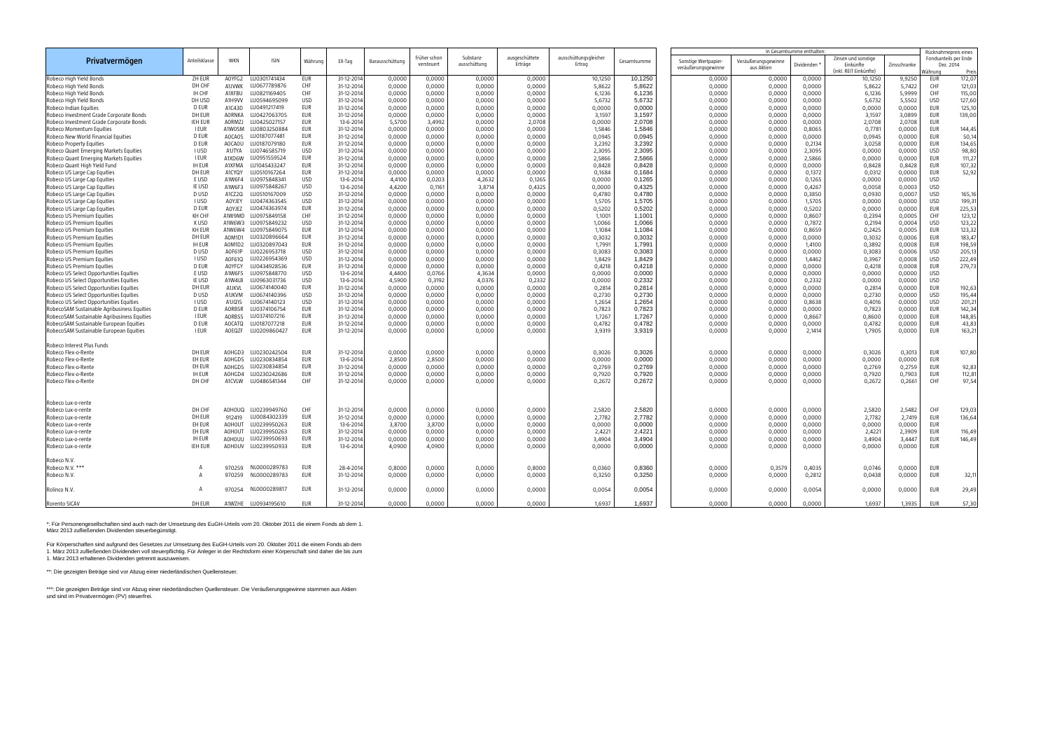| Privatvermögen | Anteilsklasse | WKN | ISIN | Währung | EX-Tag | Barausschüttung | früher schon versteuert | Substanz-ausschüttung | ausgeschüttete Erträge | ausschüttungsgleicher Ertrag | Gesamtsumme | In Gesamtsumme enthalten: Sonstige Wertpapier-veräußerungsgewinne | Veräußerungsgewinne aus Aktien | Dividenden * | Zinsen und sonstige Einkünfte (inkl. REIT Einkünfte) | Zinsschranke | Rücknahmepreis eines Fondsanteils per Ende Dez. 2014 Währung | Preis |
|---|---|---|---|---|---|---|---|---|---|---|---|---|---|---|---|---|---|---|
| Robeco High Yield Bonds | ZH EUR | A0YFG2 | LU0301741434 | EUR | 31-12-2014 | 0,0000 | 0,0000 | 0,0000 | 0,0000 | 10,1250 | 10,1250 | 0,0000 | 0,0000 | 0,0000 | 10,1250 | 9,9250 | EUR | 172,07 |
| Robeco High Yield Bonds | DH CHF | A1JVWK | LU0677789876 | CHF | 31-12-2014 | 0,0000 | 0,0000 | 0,0000 | 0,0000 | 5,8622 | 5,8622 | 0,0000 | 0,0000 | 0,0000 | 5,8622 | 5,7422 | CHF | 121,03 |
| Robeco High Yield Bonds | IH CHF | A1XFBU | LU0821169405 | CHF | 31-12-2014 | 0,0000 | 0,0000 | 0,0000 | 0,0000 | 6,1236 | 6,1236 | 0,0000 | 0,0000 | 0,0000 | 6,1236 | 5,9999 | CHF | 115,00 |
| Robeco High Yield Bonds | DH USD | A1H9VV | LU0594695099 | USD | 31-12-2014 | 0,0000 | 0,0000 | 0,0000 | 0,0000 | 5,6732 | 5,6732 | 0,0000 | 0,0000 | 0,0000 | 5,6732 | 5,5502 | USD | 127,60 |
| Robeco Indian Equities | D EUR | A1C43D | LU0491217419 | EUR | 31-12-2014 | 0,0000 | 0,0000 | 0,0000 | 0,0000 | 0,0000 | 0,0000 | 0,0000 | 0,0000 | 0,0000 | 0,0000 | 0,0000 | EUR | 125,10 |
| Robeco Investment Grade Corporate Bonds | DH EUR | A0RNKA | LU0427063705 | EUR | 31-12-2014 | 0,0000 | 0,0000 | 0,0000 | 0,0000 | 3,1597 | 3,1597 | 0,0000 | 0,0000 | 0,0000 | 3,1597 | 3,0899 | EUR | 139,00 |
| Robeco Investment Grade Corporate Bonds | IEH EUR | A0RMZJ | LU0425027157 | EUR | 13-6-2014 | 5,5700 | 3,4992 | 0,0000 | 2,0708 | 0,0000 | 2,0708 | 0,0000 | 0,0000 | 0,0000 | 2,0708 | 2,0708 | EUR | |
| Robeco Momentum Equities | I EUR | A1W0SM | LU0803250884 | EUR | 31-12-2014 | 0,0000 | 0,0000 | 0,0000 | 0,0000 | 1,5846 | 1,5846 | 0,0000 | 0,0000 | 0,8065 | 0,7781 | 0,0000 | EUR | 144,45 |
| Robeco New World Financial Equities | D EUR | A0CA0S | LU0187077481 | EUR | 31-12-2014 | 0,0000 | 0,0000 | 0,0000 | 0,0000 | 0,0945 | 0,0945 | 0,0000 | 0,0000 | 0,0000 | 0,0945 | 0,0000 | EUR | 50,14 |
| Robeco Property Equities | D EUR | A0CA0U | LU0187079180 | EUR | 31-12-2014 | 0,0000 | 0,0000 | 0,0000 | 0,0000 | 3,2392 | 3,2392 | 0,0000 | 0,0000 | 0,2134 | 3,0258 | 0,0000 | EUR | 134,65 |
| Robeco Quant Emerging Markets Equities | I USD | A1JTYA | LU0746585719 | USD | 31-12-2014 | 0,0000 | 0,0000 | 0,0000 | 0,0000 | 2,3095 | 2,3095 | 0,0000 | 0,0000 | 2,3095 | 0,0000 | 0,0000 | USD | 98,80 |
| Robeco Quant Emerging Markets Equities | I EUR | A1XDGW | LU0951559524 | EUR | 31-12-2014 | 0,0000 | 0,0000 | 0,0000 | 0,0000 | 2,5866 | 2,5866 | 0,0000 | 0,0000 | 2,5866 | 0,0000 | 0,0000 | EUR | 111,27 |
| Robeco Quant High Yield Fund | IH EUR | A1XFMA | LU1045433247 | EUR | 31-12-2014 | 0,0000 | 0,0000 | 0,0000 | 0,0000 | 0,8428 | 0,8428 | 0,0000 | 0,0000 | 0,0000 | 0,8428 | 0,8428 | EUR | 107,32 |
| Robeco US Large Cap Equities | DH EUR | A1CYQY | LU0510167264 | EUR | 31-12-2014 | 0,0000 | 0,0000 | 0,0000 | 0,0000 | 0,1684 | 0,1684 | 0,0000 | 0,0000 | 0,1372 | 0,0312 | 0,0000 | EUR | 52,92 |
| Robeco US Large Cap Equities | E USD | A1W6F4 | LU0975848341 | USD | 13-6-2014 | 4,4100 | 0,0203 | 4,2632 | 0,1265 | 0,0000 | 0,1265 | 0,0000 | 0,0000 | 0,1265 | 0,0000 | 0,0000 | USD | |
| Robeco US Large Cap Equities | IE USD | A1W6F3 | LU0975848267 | USD | 13-6-2014 | 4,4200 | 0,1161 | 3,8714 | 0,4325 | 0,0000 | 0,4325 | 0,0000 | 0,0000 | 0,4267 | 0,0058 | 0,0003 | USD | |
| Robeco US Large Cap Equities | D USD | A1CZ2Q | LU0510167009 | USD | 31-12-2014 | 0,0000 | 0,0000 | 0,0000 | 0,0000 | 0,4780 | 0,4780 | 0,0000 | 0,0000 | 0,3850 | 0,0930 | 0,0007 | USD | 165,16 |
| Robeco US Large Cap Equities | I USD | A0YJEY | LU0474363545 | USD | 31-12-2014 | 0,0000 | 0,0000 | 0,0000 | 0,0000 | 1,5705 | 1,5705 | 0,0000 | 0,0000 | 1,5705 | 0,0000 | 0,0000 | USD | 199,31 |
| Robeco US Large Cap Equities | D EUR | A0YJEZ | LU0474363974 | EUR | 31-12-2014 | 0,0000 | 0,0000 | 0,0000 | 0,0000 | 0,5202 | 0,5202 | 0,0000 | 0,0000 | 0,5202 | 0,0000 | 0,0000 | EUR | 225,53 |
| Robeco US Premium Equities | KH CHF | A1W9MD | LU0975849158 | CHF | 31-12-2014 | 0,0000 | 0,0000 | 0,0000 | 0,0000 | 1,1001 | 1,1001 | 0,0000 | 0,0000 | 0,8607 | 0,2394 | 0,0005 | CHF | 123,12 |
| Robeco US Premium Equities | K USD | A1W6W3 | LU0975849232 | USD | 31-12-2014 | 0,0000 | 0,0000 | 0,0000 | 0,0000 | 1,0066 | 1,0066 | 0,0000 | 0,0000 | 0,7872 | 0,2194 | 0,0004 | USD | 123,22 |
| Robeco US Premium Equities | KH EUR | A1W6W4 | LU0975849075 | EUR | 31-12-2014 | 0,0000 | 0,0000 | 0,0000 | 0,0000 | 1,1084 | 1,1084 | 0,0000 | 0,0000 | 0,8659 | 0,2425 | 0,0005 | EUR | 123,32 |
| Robeco US Premium Equities | DH EUR | A0M1D1 | LU0320896664 | EUR | 31-12-2014 | 0,0000 | 0,0000 | 0,0000 | 0,0000 | 0,3032 | 0,3032 | 0,0000 | 0,0000 | 0,0000 | 0,3032 | 0,0006 | EUR | 183,47 |
| Robeco US Premium Equities | IH EUR | A0M1D2 | LU0320897043 | EUR | 31-12-2014 | 0,0000 | 0,0000 | 0,0000 | 0,0000 | 1,7991 | 1,7991 | 0,0000 | 0,0000 | 1,4100 | 0,3892 | 0,0008 | EUR | 198,59 |
| Robeco US Premium Equities | D USD | A0F61P | LU0226953718 | USD | 31-12-2014 | 0,0000 | 0,0000 | 0,0000 | 0,0000 | 0,3083 | 0,3083 | 0,0000 | 0,0000 | 0,0000 | 0,3083 | 0,0006 | USD | 205,13 |
| Robeco US Premium Equities | I USD | A0F61Q | LU0226954369 | USD | 31-12-2014 | 0,0000 | 0,0000 | 0,0000 | 0,0000 | 1,8429 | 1,8429 | 0,0000 | 0,0000 | 1,4462 | 0,3967 | 0,0008 | USD | 222,49 |
| Robeco US Premium Equities | D EUR | A0YFGY | LU0434928536 | EUR | 31-12-2014 | 0,0000 | 0,0000 | 0,0000 | 0,0000 | 0,4218 | 0,4218 | 0,0000 | 0,0000 | 0,0000 | 0,4218 | 0,0008 | EUR | 279,73 |
| Robeco US Select Opportunities Equities | E USD | A1W6F5 | LU0975848770 | USD | 13-6-2014 | 4,4400 | 0,0766 | 4,3634 | 0,0000 | 0,0000 | 0,0000 | 0,0000 | 0,0000 | 0,0000 | 0,0000 | 0,0000 | USD | |
| Robeco US Select Opportunities Equities | IE USD | A1W4LB | LU0963031736 | USD | 13-6-2014 | 4,5900 | 0,3192 | 4,0376 | 0,2332 | 0,0000 | 0,2332 | 0,0000 | 0,0000 | 0,2332 | 0,0000 | 0,0000 | USD | |
| Robeco US Select Opportunities Equities | DH EUR | A1JKVL | LU0674140040 | EUR | 31-12-2014 | 0,0000 | 0,0000 | 0,0000 | 0,0000 | 0,2814 | 0,2814 | 0,0000 | 0,0000 | 0,0000 | 0,2814 | 0,0000 | EUR | 192,63 |
| Robeco US Select Opportunities Equities | D USD | A1JKVM | LU0674140396 | USD | 31-12-2014 | 0,0000 | 0,0000 | 0,0000 | 0,0000 | 0,2730 | 0,2730 | 0,0000 | 0,0000 | 0,0000 | 0,2730 | 0,0000 | USD | 195,44 |
| Robeco US Select Opportunities Equities | I USD | A1JQ15 | LU0674140123 | USD | 31-12-2014 | 0,0000 | 0,0000 | 0,0000 | 0,0000 | 1,2654 | 1,2654 | 0,0000 | 0,0000 | 0,8638 | 0,4016 | 0,0000 | USD | 201,21 |
| RobecoSAM Sustainable Agribusiness Equities | D EUR | A0RB5R | LU0374106754 | EUR | 31-12-2014 | 0,0000 | 0,0000 | 0,0000 | 0,0000 | 0,7823 | 0,7823 | 0,0000 | 0,0000 | 0,0000 | 0,7823 | 0,0000 | EUR | 142,34 |
| RobecoSAM Sustainable Agribusiness Equities | I EUR | A0RB5S | LU0374107216 | EUR | 31-12-2014 | 0,0000 | 0,0000 | 0,0000 | 0,0000 | 1,7267 | 1,7267 | 0,0000 | 0,0000 | 0,8667 | 0,8600 | 0,0000 | EUR | 148,85 |
| RobecoSAM Sustainable European Equities | D EUR | A0CATQ | LU0187077218 | EUR | 31-12-2014 | 0,0000 | 0,0000 | 0,0000 | 0,0000 | 0,4782 | 0,4782 | 0,0000 | 0,0000 | 0,0000 | 0,4782 | 0,0000 | EUR | 43,83 |
| RobecoSAM Sustainable European Equities | I EUR | A0EQZF | LU0209860427 | EUR | 31-12-2014 | 0,0000 | 0,0000 | 0,0000 | 0,0000 | 3,9319 | 3,9319 | 0,0000 | 0,0000 | 2,1414 | 1,7905 | 0,0000 | EUR | 163,21 |
| Robeco Interest Plus Funds | | | | | | | | | | | | | | | | | | |
| Robeco Flex-o-Rente | DH EUR | A0HGD3 | LU0230242504 | EUR | 31-12-2014 | 0,0000 | 0,0000 | 0,0000 | 0,0000 | 0,3026 | 0,3026 | 0,0000 | 0,0000 | 0,0000 | 0,3026 | 0,3013 | EUR | 107,80 |
| Robeco Flex-o-Rente | EH EUR | A0HGD5 | LU0230834854 | EUR | 13-6-2014 | 2,8500 | 2,8500 | 0,0000 | 0,0000 | 0,0000 | 0,0000 | 0,0000 | 0,0000 | 0,0000 | 0,0000 | 0,0000 | EUR | |
| Robeco Flex-o-Rente | EH EUR | A0HGD5 | LU0230834854 | EUR | 31-12-2014 | 0,0000 | 0,0000 | 0,0000 | 0,0000 | 0,2769 | 0,2769 | 0,0000 | 0,0000 | 0,0000 | 0,2769 | 0,2759 | EUR | 92,83 |
| Robeco Flex-o-Rente | IH EUR | A0HGD4 | LU0230242686 | EUR | 31-12-2014 | 0,0000 | 0,0000 | 0,0000 | 0,0000 | 0,7920 | 0,7920 | 0,0000 | 0,0000 | 0,0000 | 0,7920 | 0,7903 | EUR | 112,81 |
| Robeco Flex-o-Rente | DH CHF | A1CVLW | LU0486541344 | CHF | 31-12-2014 | 0,0000 | 0,0000 | 0,0000 | 0,0000 | 0,2672 | 0,2672 | 0,0000 | 0,0000 | 0,0000 | 0,2672 | 0,2661 | CHF | 97,54 |
| Robeco Lux-o-rente | | | | | | | | | | | | | | | | | | |
| Robeco Lux-o-rente | DH CHF | A0H0UQ | LU0239949760 | CHF | 31-12-2014 | 0,0000 | 0,0000 | 0,0000 | 0,0000 | 2,5820 | 2,5820 | 0,0000 | 0,0000 | 0,0000 | 2,5820 | 2,5482 | CHF | 129,03 |
| Robeco Lux-o-rente | DH EUR | 912419 | LU0084302339 | EUR | 31-12-2014 | 0,0000 | 0,0000 | 0,0000 | 0,0000 | 2,7782 | 2,7782 | 0,0000 | 0,0000 | 0,0000 | 2,7782 | 2,7419 | EUR | 136,64 |
| Robeco Lux-o-rente | EH EUR | A0H0UT | LU0239950263 | EUR | 13-6-2014 | 3,8700 | 3,8700 | 0,0000 | 0,0000 | 0,0000 | 0,0000 | 0,0000 | 0,0000 | 0,0000 | 0,0000 | 0,0000 | EUR | |
| Robeco Lux-o-rente | EH EUR | A0H0UT | LU0239950263 | EUR | 31-12-2014 | 0,0000 | 0,0000 | 0,0000 | 0,0000 | 2,4221 | 2,4221 | 0,0000 | 0,0000 | 0,0000 | 2,4221 | 2,3909 | EUR | 116,49 |
| Robeco Lux-o-rente | IH EUR | A0H0UU | LU0239950693 | EUR | 31-12-2014 | 0,0000 | 0,0000 | 0,0000 | 0,0000 | 3,4904 | 3,4904 | 0,0000 | 0,0000 | 0,0000 | 3,4904 | 3,4447 | EUR | 146,49 |
| Robeco Lux-o-rente | IEH EUR | A0H0UV | LU0239950933 | EUR | 13-6-2014 | 4,0900 | 4,0900 | 0,0000 | 0,0000 | 0,0000 | 0,0000 | 0,0000 | 0,0000 | 0,0000 | 0,0000 | 0,0000 | EUR | |
| Robeco N.V. | | | | | | | | | | | | | | | | | | |
| Robeco N.V. *** | A | 970259 | NL0000289783 | EUR | 28-4-2014 | 0,8000 | 0,0000 | 0,0000 | 0,8000 | 0,0360 | 0,8360 | 0,0000 | 0,3579 | 0,4035 | 0,0746 | 0,0000 | EUR | |
| Robeco N.V. | A | 970259 | NL0000289783 | EUR | 31-12-2014 | 0,0000 | 0,0000 | 0,0000 | 0,0000 | 0,3250 | 0,3250 | 0,0000 | 0,0000 | 0,2812 | 0,0438 | 0,0000 | EUR | 32,11 |
| Rolinco N.V. | A | 970254 | NL0000289817 | EUR | 31-12-2014 | 0,0000 | 0,0000 | 0,0000 | 0,0000 | 0,0054 | 0,0054 | 0,0000 | 0,0000 | 0,0054 | 0,0000 | 0,0000 | EUR | 29,49 |
| Rorento SICAV | DH EUR | A1WZHE | LU0934195610 | EUR | 31-12-2014 | 0,0000 | 0,0000 | 0,0000 | 0,0000 | 1,6937 | 1,6937 | 0,0000 | 0,0000 | 0,0000 | 1,6937 | 1,3935 | EUR | 57,30 |

*: Für Personengesellschaften sind auch nach der Umsetzung des EuGH-Urteils vom 20. Oktober 2011 die einem Fonds ab dem 1. März 2013 zufließenden Dividenden steuerbegünstigt.

Für Körperschaften sind aufgrund des Gesetzes zur Umsetzung des EuGH-Urteils vom 20. Oktober 2011 die einem Fonds ab dem 1. März 2013 zufließenden Dividenden voll steuerpflichtig. Für Anleger in der Rechtsform einer Körperschaft sind daher die bis zum 1. März 2013 erhaltenen Dividenden getrennt auszuweisen.

**: Die gezeigten Beträge sind vor Abzug einer niederländischen Quellensteuer.

***: Die gezeigten Beträge sind vor Abzug einer niederländischen Quellensteuer. Die Veräußerungsgewinne stammen aus Aktien und sind im Privatvermögen (PV) steuerfrei.